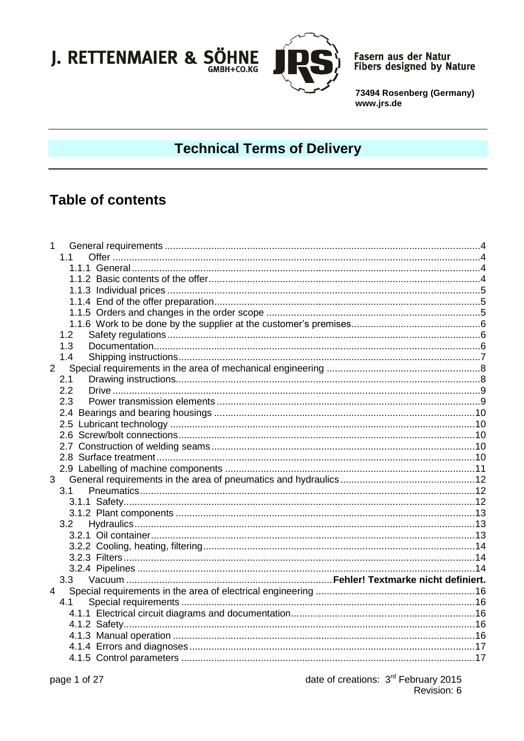J. RETTENMAIER & SÖHNE
GMBH+CO.KG

Fasern aus der Natur
Fibers designed by Nature

**73494 Rosenberg (Germany)**
**www.jrs.de**

# Technical Terms of Delivery

## Table of contents

1 General requirements .....4
- 1.1 Offer .....4
  - 1.1.1 General .....4
  - 1.1.2 Basic contents of the offer .....4
  - 1.1.3 Individual prices .....5
  - 1.1.4 End of the offer preparation .....5
  - 1.1.5 Orders and changes in the order scope .....5
  - 1.1.6 Work to be done by the supplier at the customer's premises .....6
- 1.2 Safety regulations .....6
- 1.3 Documentation .....6
- 1.4 Shipping instructions .....7

2 Special requirements in the area of mechanical engineering .....8
- 2.1 Drawing instructions .....8
- 2.2 Drive .....9
- 2.3 Power transmission elements .....9
- 2.4 Bearings and bearing housings .....10
- 2.5 Lubricant technology .....10
- 2.6 Screw/bolt connections .....10
- 2.7 Construction of welding seams .....10
- 2.8 Surface treatment .....10
- 2.9 Labelling of machine components .....11

3 General requirements in the area of pneumatics and hydraulics .....12
- 3.1 Pneumatics .....12
  - 3.1.1 Safety .....12
  - 3.1.2 Plant components .....13
- 3.2 Hydraulics .....13
  - 3.2.1 Oil container .....13
  - 3.2.2 Cooling, heating, filtering .....14
  - 3.2.3 Filters .....14
  - 3.2.4 Pipelines .....14
- 3.3 Vacuum ..... **Fehler! Textmarke nicht definiert.**

4 Special requirements in the area of electrical engineering .....16
- 4.1 Special requirements .....16
  - 4.1.1 Electrical circuit diagrams and documentation .....16
  - 4.1.2 Safety .....16
  - 4.1.3 Manual operation .....16
  - 4.1.4 Errors and diagnoses .....17
  - 4.1.5 Control parameters .....17

date of creations: 3rd February 2015
Revision: 6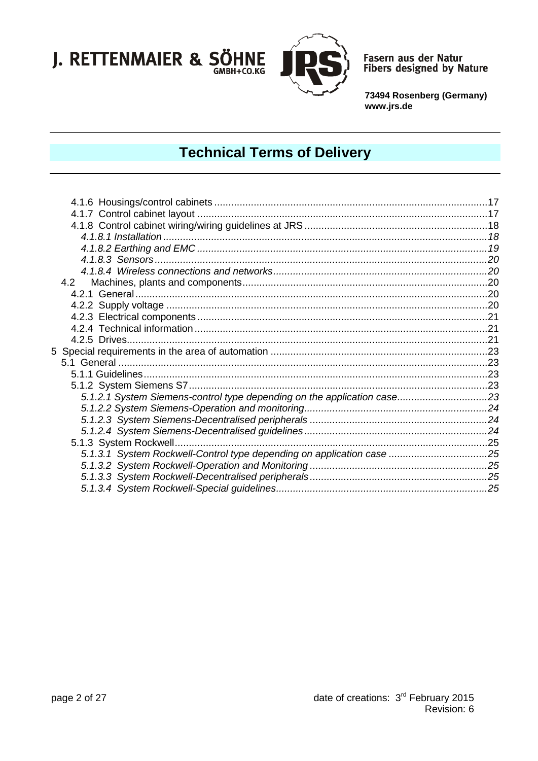4.1.6 Housings/control cabinets ....................................................................................17
4.1.7 Control cabinet layout ...........................................................................................17
4.1.8 Control cabinet wiring/wiring guidelines at JRS ....................................................18
*4.1.8.1 Installation ..........................................................................................................18*
*4.1.8.2 Earthing and EMC .............................................................................................19*
*4.1.8.3 Sensors ..............................................................................................................20*
*4.1.8.4 Wireless connections and networks....................................................................20*
4.2 Machines, plants and components..............................................................................20
4.2.1 General ................................................................................................................20
4.2.2 Supply voltage ......................................................................................................20
4.2.3 Electrical components ...........................................................................................21
4.2.4 Technical information ............................................................................................21
4.2.5 Drives....................................................................................................................21
5 Special requirements in the area of automation ...........................................................23
5.1 General ......................................................................................................................23
5.1.1 Guidelines.............................................................................................................23
5.1.2 System Siemens S7..............................................................................................23
*5.1.2.1 System Siemens-control type depending on the application case....................23*
*5.1.2.2 System Siemens-Operation and monitoring.......................................................24*
*5.1.2.3 System Siemens-Decentralised peripherals .......................................................24*
*5.1.2.4 System Siemens-Decentralised guidelines.........................................................24*
5.1.3 System Rockwell...................................................................................................25
*5.1.3.1 System Rockwell-Control type depending on application case .........................25*
*5.1.3.2 System Rockwell-Operation and Monitoring ......................................................25*
*5.1.3.3 System Rockwell-Decentralised peripherals.......................................................25*
*5.1.3.4 System Rockwell-Special guidelines..................................................................25*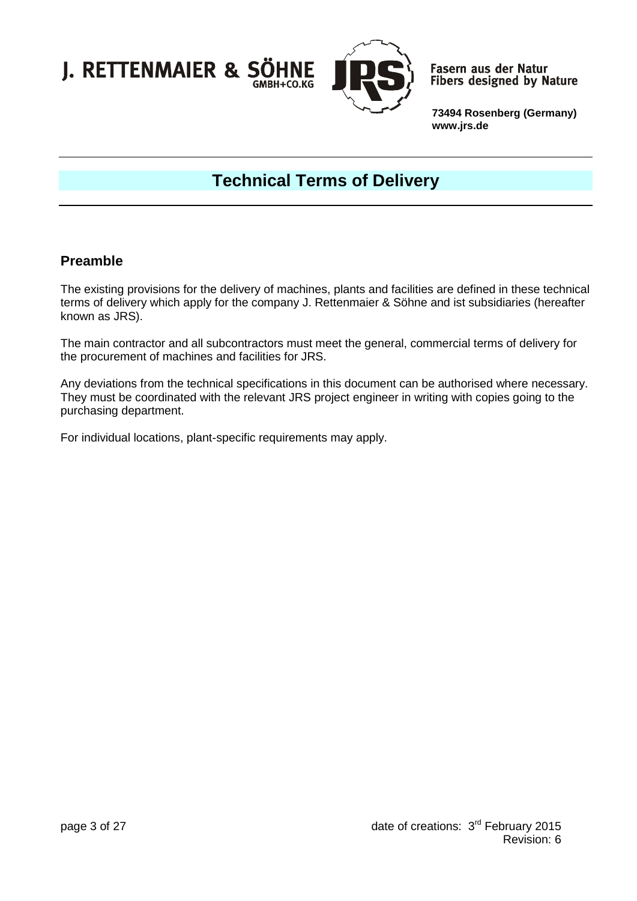# Technical Terms of Delivery

## Preamble

The existing provisions for the delivery of machines, plants and facilities are defined in these technical terms of delivery which apply for the company J. Rettenmaier & Söhne and ist subsidiaries (hereafter known as JRS).

The main contractor and all subcontractors must meet the general, commercial terms of delivery for the procurement of machines and facilities for JRS.

Any deviations from the technical specifications in this document can be authorised where necessary. They must be coordinated with the relevant JRS project engineer in writing with copies going to the purchasing department.

For individual locations, plant-specific requirements may apply.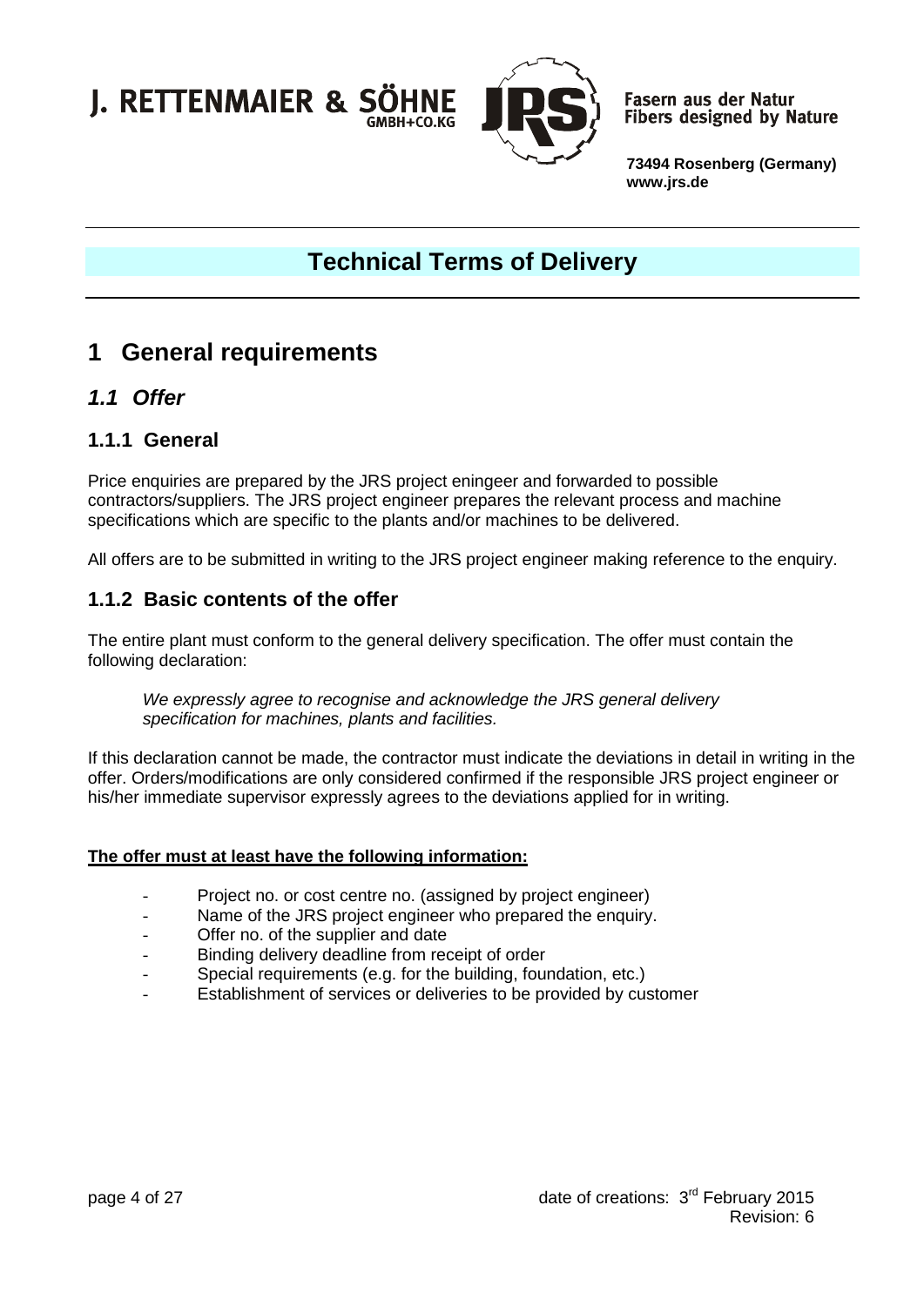# Technical Terms of Delivery

# 1 General requirements

## *1.1 Offer*

### 1.1.1 General

Price enquiries are prepared by the JRS project eningeer and forwarded to possible contractors/suppliers. The JRS project engineer prepares the relevant process and machine specifications which are specific to the plants and/or machines to be delivered.

All offers are to be submitted in writing to the JRS project engineer making reference to the enquiry.

### 1.1.2 Basic contents of the offer

The entire plant must conform to the general delivery specification. The offer must contain the following declaration:

> *We expressly agree to recognise and acknowledge the JRS general delivery specification for machines, plants and facilities.*

If this declaration cannot be made, the contractor must indicate the deviations in detail in writing in the offer. Orders/modifications are only considered confirmed if the responsible JRS project engineer or his/her immediate supervisor expressly agrees to the deviations applied for in writing.

**The offer must at least have the following information:**

- Project no. or cost centre no. (assigned by project engineer)
- Name of the JRS project engineer who prepared the enquiry.
- Offer no. of the supplier and date
- Binding delivery deadline from receipt of order
- Special requirements (e.g. for the building, foundation, etc.)
- Establishment of services or deliveries to be provided by customer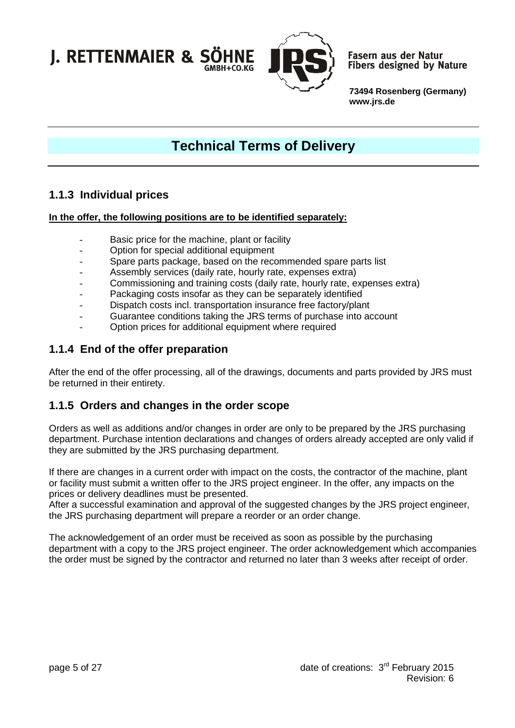## 1.1.3 Individual prices

**In the offer, the following positions are to be identified separately:**

- Basic price for the machine, plant or facility
- Option for special additional equipment
- Spare parts package, based on the recommended spare parts list
- Assembly services (daily rate, hourly rate, expenses extra)
- Commissioning and training costs (daily rate, hourly rate, expenses extra)
- Packaging costs insofar as they can be separately identified
- Dispatch costs incl. transportation insurance free factory/plant
- Guarantee conditions taking the JRS terms of purchase into account
- Option prices for additional equipment where required

## 1.1.4 End of the offer preparation

After the end of the offer processing, all of the drawings, documents and parts provided by JRS must be returned in their entirety.

## 1.1.5 Orders and changes in the order scope

Orders as well as additions and/or changes in order are only to be prepared by the JRS purchasing department. Purchase intention declarations and changes of orders already accepted are only valid if they are submitted by the JRS purchasing department.

If there are changes in a current order with impact on the costs, the contractor of the machine, plant or facility must submit a written offer to the JRS project engineer. In the offer, any impacts on the prices or delivery deadlines must be presented.
After a successful examination and approval of the suggested changes by the JRS project engineer, the JRS purchasing department will prepare a reorder or an order change.

The acknowledgement of an order must be received as soon as possible by the purchasing department with a copy to the JRS project engineer. The order acknowledgement which accompanies the order must be signed by the contractor and returned no later than 3 weeks after receipt of order.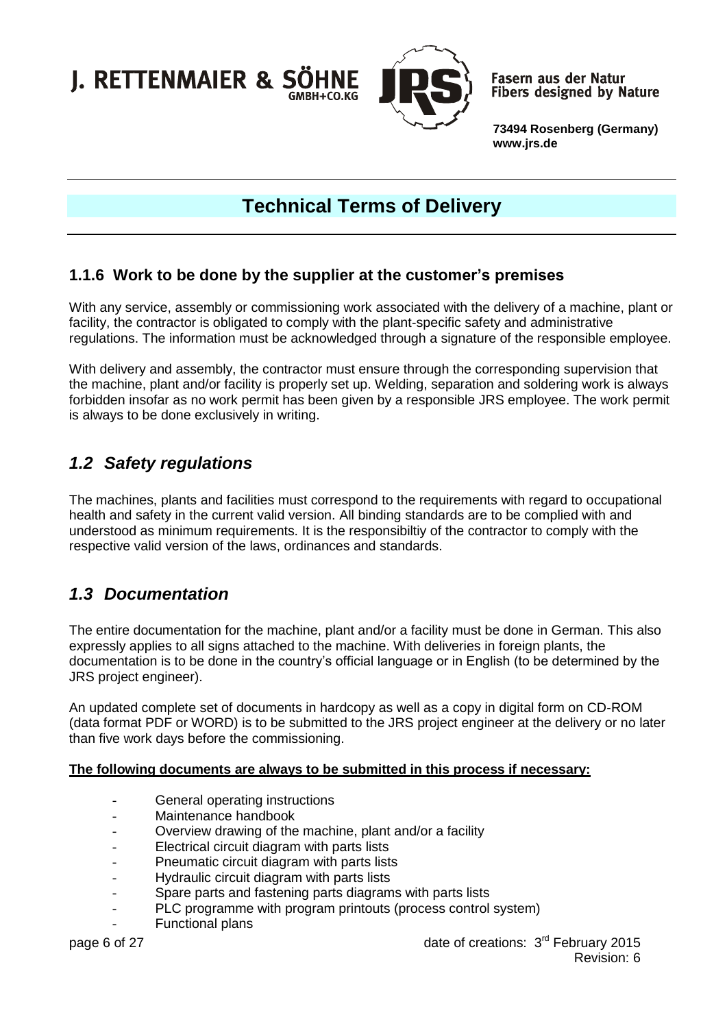### 1.1.6 Work to be done by the supplier at the customer's premises

With any service, assembly or commissioning work associated with the delivery of a machine, plant or facility, the contractor is obligated to comply with the plant-specific safety and administrative regulations. The information must be acknowledged through a signature of the responsible employee.

With delivery and assembly, the contractor must ensure through the corresponding supervision that the machine, plant and/or facility is properly set up. Welding, separation and soldering work is always forbidden insofar as no work permit has been given by a responsible JRS employee. The work permit is always to be done exclusively in writing.

## *1.2 Safety regulations*

The machines, plants and facilities must correspond to the requirements with regard to occupational health and safety in the current valid version. All binding standards are to be complied with and understood as minimum requirements. It is the responsibiltiy of the contractor to comply with the respective valid version of the laws, ordinances and standards.

## *1.3 Documentation*

The entire documentation for the machine, plant and/or a facility must be done in German. This also expressly applies to all signs attached to the machine. With deliveries in foreign plants, the documentation is to be done in the country's official language or in English (to be determined by the JRS project engineer).

An updated complete set of documents in hardcopy as well as a copy in digital form on CD-ROM (data format PDF or WORD) is to be submitted to the JRS project engineer at the delivery or no later than five work days before the commissioning.

**The following documents are always to be submitted in this process if necessary:**

- General operating instructions
- Maintenance handbook
- Overview drawing of the machine, plant and/or a facility
- Electrical circuit diagram with parts lists
- Pneumatic circuit diagram with parts lists
- Hydraulic circuit diagram with parts lists
- Spare parts and fastening parts diagrams with parts lists
- PLC programme with program printouts (process control system)
- Functional plans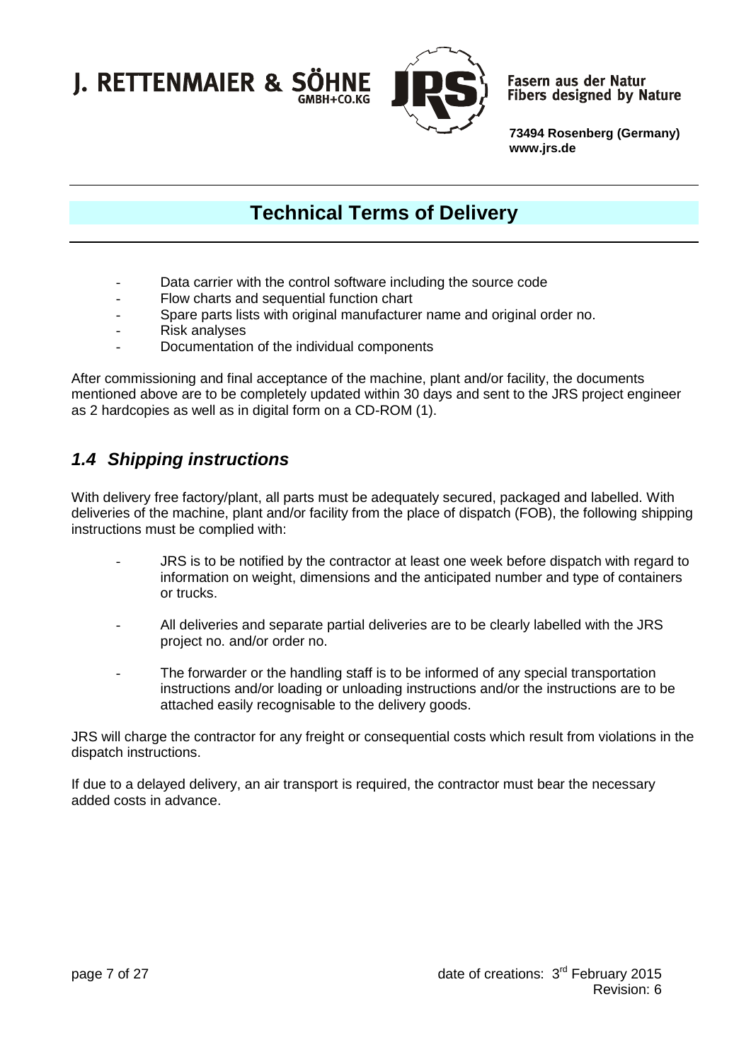- Data carrier with the control software including the source code
- Flow charts and sequential function chart
- Spare parts lists with original manufacturer name and original order no.
- Risk analyses
- Documentation of the individual components

After commissioning and final acceptance of the machine, plant and/or facility, the documents mentioned above are to be completely updated within 30 days and sent to the JRS project engineer as 2 hardcopies as well as in digital form on a CD-ROM (1).

## *1.4 Shipping instructions*

With delivery free factory/plant, all parts must be adequately secured, packaged and labelled. With deliveries of the machine, plant and/or facility from the place of dispatch (FOB), the following shipping instructions must be complied with:

- JRS is to be notified by the contractor at least one week before dispatch with regard to information on weight, dimensions and the anticipated number and type of containers or trucks.
- All deliveries and separate partial deliveries are to be clearly labelled with the JRS project no. and/or order no.
- The forwarder or the handling staff is to be informed of any special transportation instructions and/or loading or unloading instructions and/or the instructions are to be attached easily recognisable to the delivery goods.

JRS will charge the contractor for any freight or consequential costs which result from violations in the dispatch instructions.

If due to a delayed delivery, an air transport is required, the contractor must bear the necessary added costs in advance.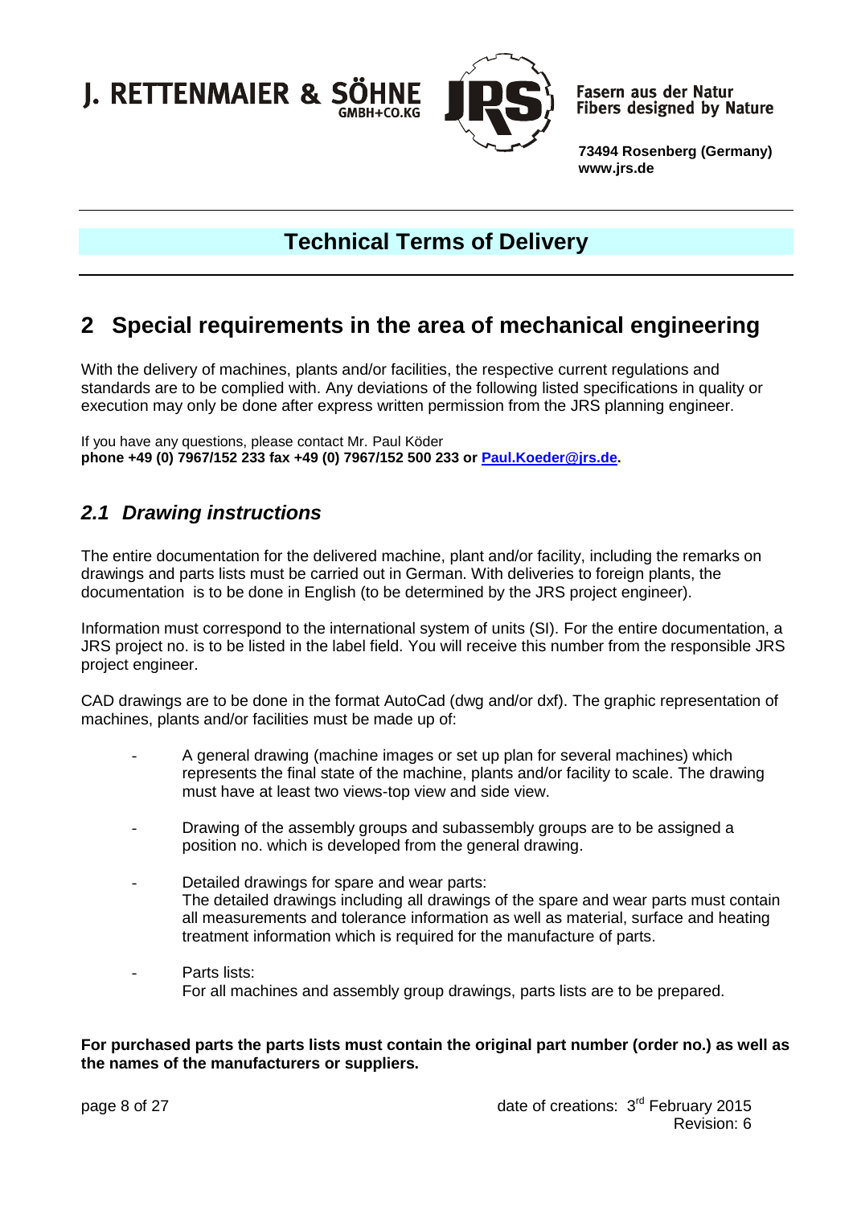# Technical Terms of Delivery

## 2 Special requirements in the area of mechanical engineering

With the delivery of machines, plants and/or facilities, the respective current regulations and standards are to be complied with. Any deviations of the following listed specifications in quality or execution may only be done after express written permission from the JRS planning engineer.

If you have any questions, please contact Mr. Paul Köder
**phone +49 (0) 7967/152 233 fax +49 (0) 7967/152 500 233 or Paul.Koeder@jrs.de.**

### *2.1 Drawing instructions*

The entire documentation for the delivered machine, plant and/or facility, including the remarks on drawings and parts lists must be carried out in German. With deliveries to foreign plants, the documentation is to be done in English (to be determined by the JRS project engineer).

Information must correspond to the international system of units (SI). For the entire documentation, a JRS project no. is to be listed in the label field. You will receive this number from the responsible JRS project engineer.

CAD drawings are to be done in the format AutoCad (dwg and/or dxf). The graphic representation of machines, plants and/or facilities must be made up of:

- A general drawing (machine images or set up plan for several machines) which represents the final state of the machine, plants and/or facility to scale. The drawing must have at least two views-top view and side view.
- Drawing of the assembly groups and subassembly groups are to be assigned a position no. which is developed from the general drawing.
- Detailed drawings for spare and wear parts:
  The detailed drawings including all drawings of the spare and wear parts must contain all measurements and tolerance information as well as material, surface and heating treatment information which is required for the manufacture of parts.
- Parts lists:
  For all machines and assembly group drawings, parts lists are to be prepared.

**For purchased parts the parts lists must contain the original part number (order no.) as well as the names of the manufacturers or suppliers.**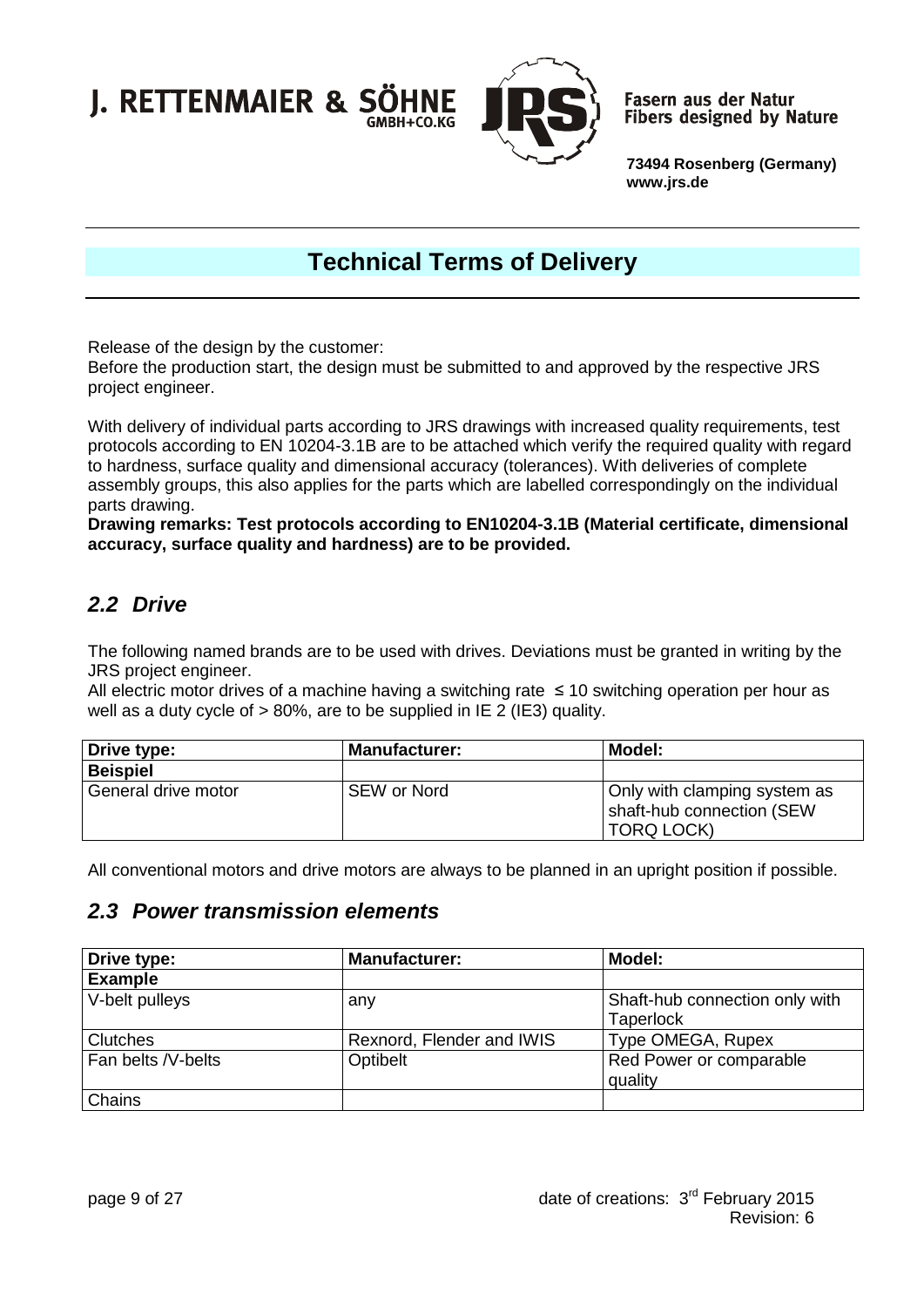Release of the design by the customer:
Before the production start, the design must be submitted to and approved by the respective JRS project engineer.

With delivery of individual parts according to JRS drawings with increased quality requirements, test protocols according to EN 10204-3.1B are to be attached which verify the required quality with regard to hardness, surface quality and dimensional accuracy (tolerances). With deliveries of complete assembly groups, this also applies for the parts which are labelled correspondingly on the individual parts drawing.
**Drawing remarks: Test protocols according to EN10204-3.1B (Material certificate, dimensional accuracy, surface quality and hardness) are to be provided.**

## *2.2 Drive*

The following named brands are to be used with drives. Deviations must be granted in writing by the JRS project engineer.
All electric motor drives of a machine having a switching rate ≤ 10 switching operation per hour as well as a duty cycle of > 80%, are to be supplied in IE 2 (IE3) quality.

| Drive type: | Manufacturer: | Model: |
|---|---|---|
| **Beispiel** | | |
| General drive motor | SEW or Nord | Only with clamping system as shaft-hub connection (SEW TORQ LOCK) |

All conventional motors and drive motors are always to be planned in an upright position if possible.

## *2.3 Power transmission elements*

| Drive type: | Manufacturer: | Model: |
|---|---|---|
| **Example** | | |
| V-belt pulleys | any | Shaft-hub connection only with Taperlock |
| Clutches | Rexnord, Flender and IWIS | Type OMEGA, Rupex |
| Fan belts /V-belts | Optibelt | Red Power or comparable quality |
| Chains | | |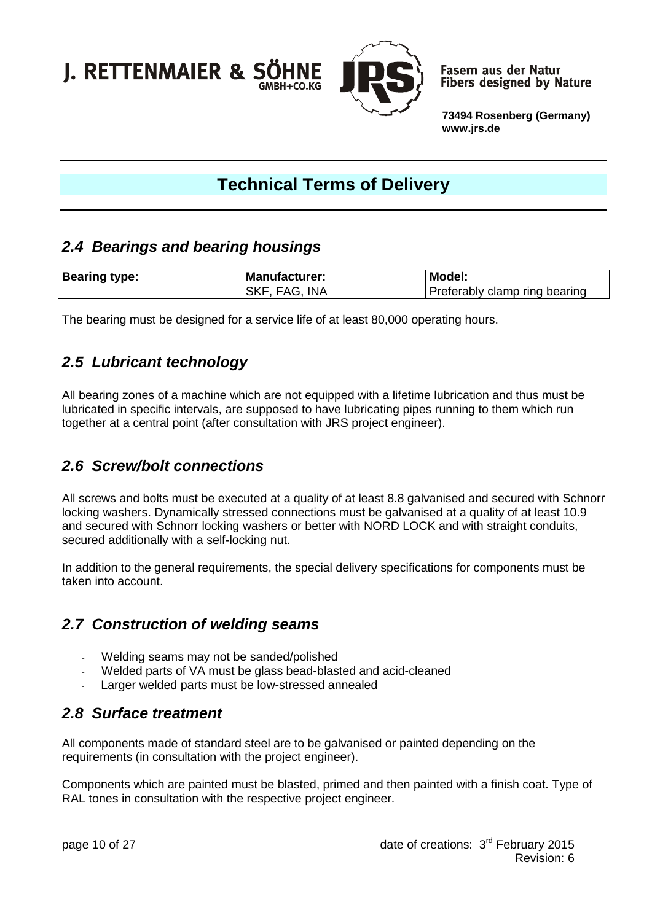## 2.4 *Bearings and bearing housings*

| Bearing type: | Manufacturer: | Model: |
|---|---|---|
| | SKF, FAG, INA | Preferably clamp ring bearing |

The bearing must be designed for a service life of at least 80,000 operating hours.

## 2.5 *Lubricant technology*

All bearing zones of a machine which are not equipped with a lifetime lubrication and thus must be lubricated in specific intervals, are supposed to have lubricating pipes running to them which run together at a central point (after consultation with JRS project engineer).

## 2.6 *Screw/bolt connections*

All screws and bolts must be executed at a quality of at least 8.8 galvanised and secured with Schnorr locking washers. Dynamically stressed connections must be galvanised at a quality of at least 10.9 and secured with Schnorr locking washers or better with NORD LOCK and with straight conduits, secured additionally with a self-locking nut.

In addition to the general requirements, the special delivery specifications for components must be taken into account.

## 2.7 *Construction of welding seams*

- Welding seams may not be sanded/polished
- Welded parts of VA must be glass bead-blasted and acid-cleaned
- Larger welded parts must be low-stressed annealed

## 2.8 *Surface treatment*

All components made of standard steel are to be galvanised or painted depending on the requirements (in consultation with the project engineer).

Components which are painted must be blasted, primed and then painted with a finish coat. Type of RAL tones in consultation with the respective project engineer.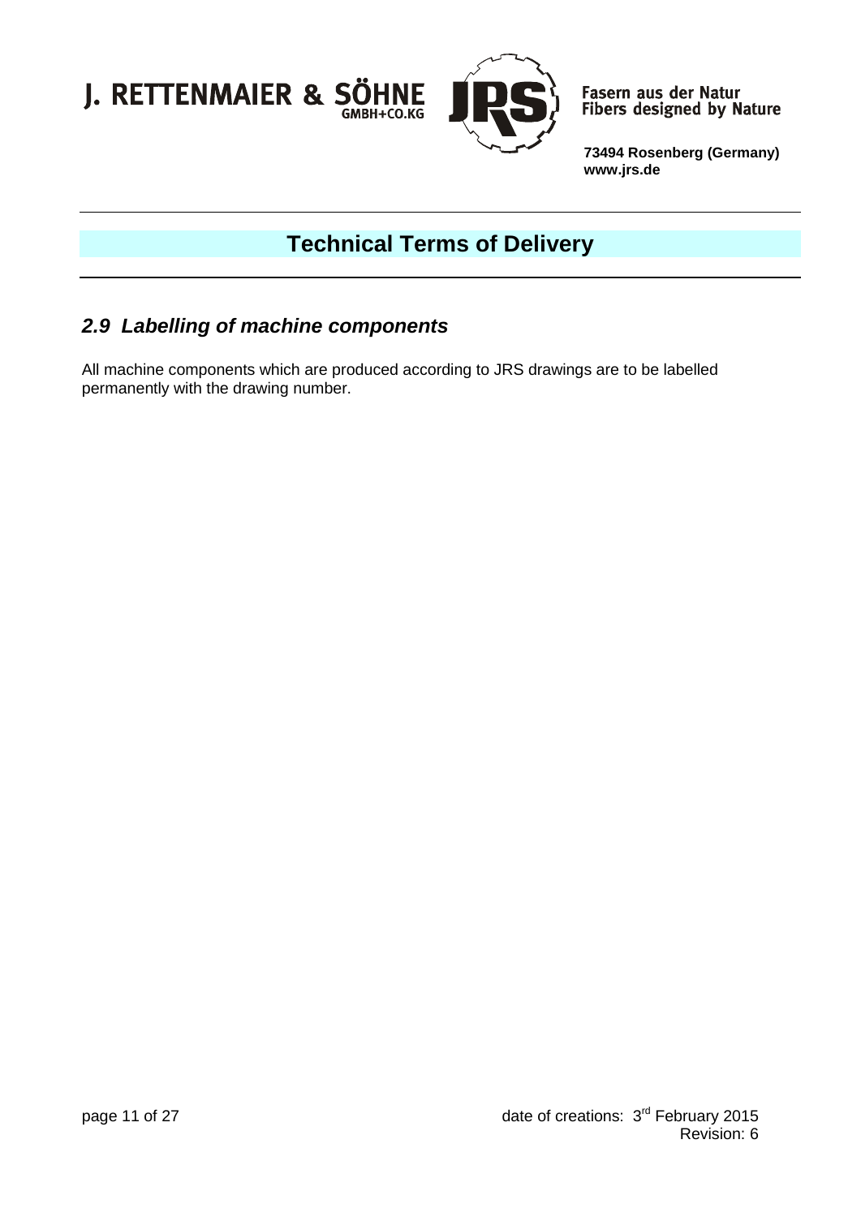## *2.9 Labelling of machine components*

All machine components which are produced according to JRS drawings are to be labelled permanently with the drawing number.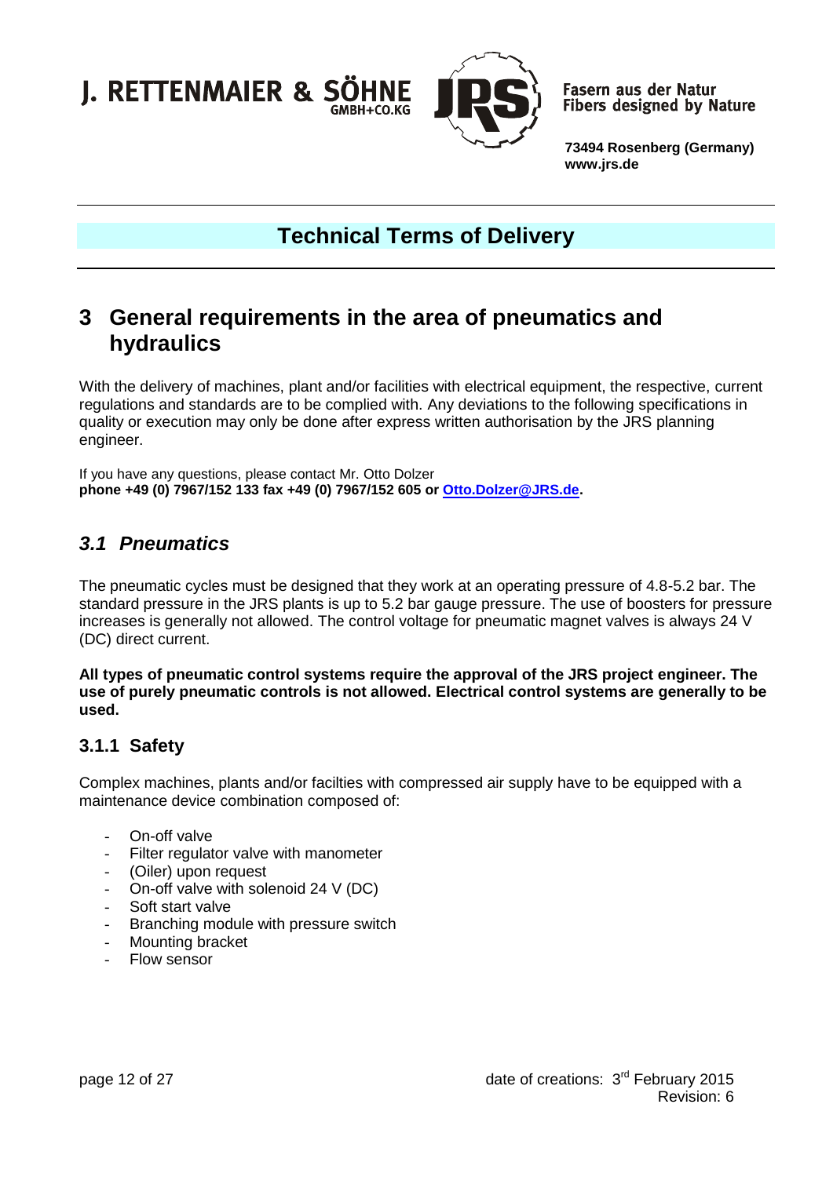# 3 General requirements in the area of pneumatics and hydraulics

With the delivery of machines, plant and/or facilities with electrical equipment, the respective, current regulations and standards are to be complied with. Any deviations to the following specifications in quality or execution may only be done after express written authorisation by the JRS planning engineer.

If you have any questions, please contact Mr. Otto Dolzer
**phone +49 (0) 7967/152 133 fax +49 (0) 7967/152 605 or Otto.Dolzer@JRS.de.**

## *3.1 Pneumatics*

The pneumatic cycles must be designed that they work at an operating pressure of 4.8-5.2 bar. The standard pressure in the JRS plants is up to 5.2 bar gauge pressure. The use of boosters for pressure increases is generally not allowed. The control voltage for pneumatic magnet valves is always 24 V (DC) direct current.

**All types of pneumatic control systems require the approval of the JRS project engineer. The use of purely pneumatic controls is not allowed. Electrical control systems are generally to be used.**

### 3.1.1 Safety

Complex machines, plants and/or facilties with compressed air supply have to be equipped with a maintenance device combination composed of:

- On-off valve
- Filter regulator valve with manometer
- (Oiler) upon request
- On-off valve with solenoid 24 V (DC)
- Soft start valve
- Branching module with pressure switch
- Mounting bracket
- Flow sensor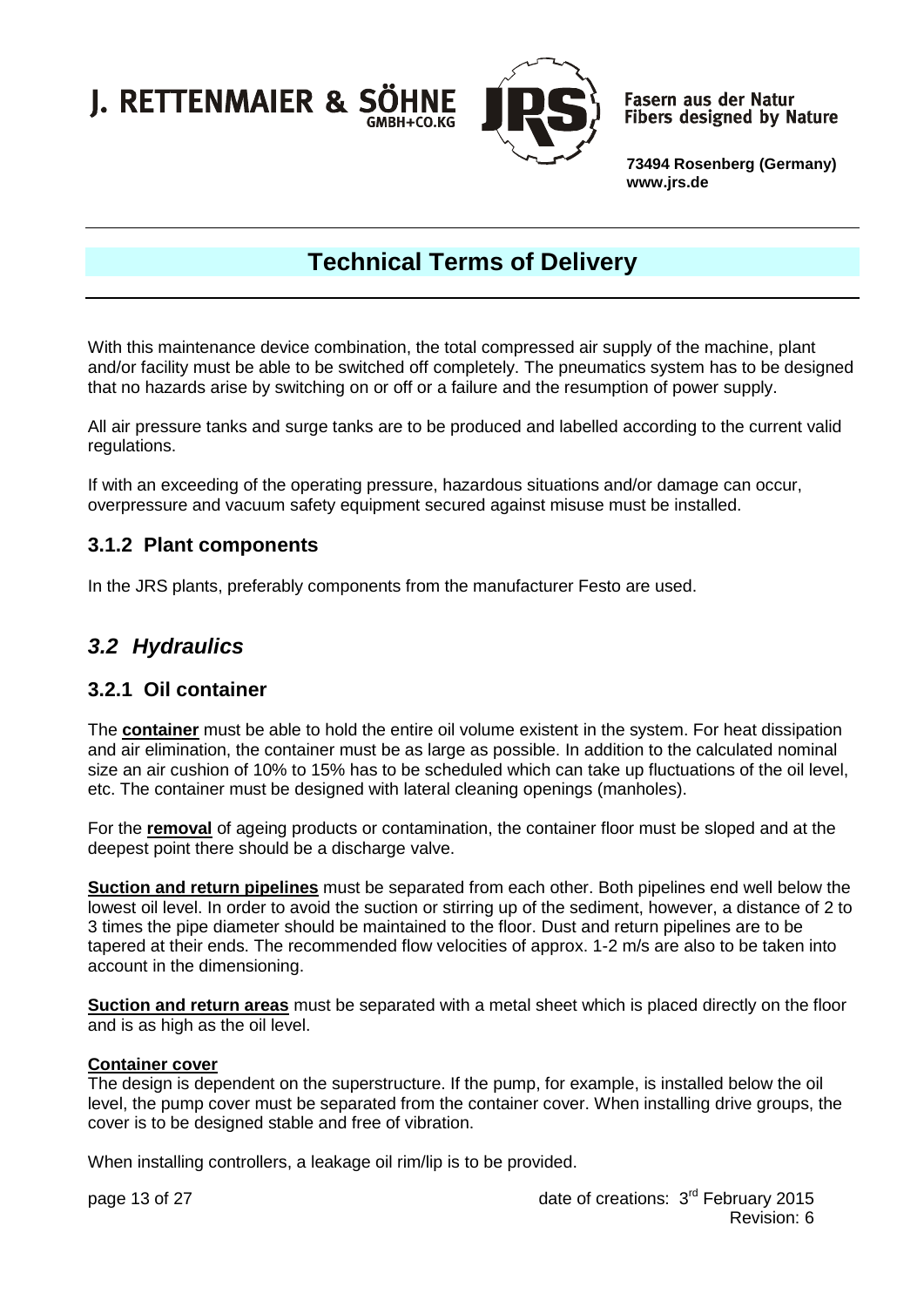With this maintenance device combination, the total compressed air supply of the machine, plant and/or facility must be able to be switched off completely. The pneumatics system has to be designed that no hazards arise by switching on or off or a failure and the resumption of power supply.

All air pressure tanks and surge tanks are to be produced and labelled according to the current valid regulations.

If with an exceeding of the operating pressure, hazardous situations and/or damage can occur, overpressure and vacuum safety equipment secured against misuse must be installed.

### 3.1.2 Plant components

In the JRS plants, preferably components from the manufacturer Festo are used.

## *3.2 Hydraulics*

### 3.2.1 Oil container

The **container** must be able to hold the entire oil volume existent in the system. For heat dissipation and air elimination, the container must be as large as possible. In addition to the calculated nominal size an air cushion of 10% to 15% has to be scheduled which can take up fluctuations of the oil level, etc. The container must be designed with lateral cleaning openings (manholes).

For the **removal** of ageing products or contamination, the container floor must be sloped and at the deepest point there should be a discharge valve.

**Suction and return pipelines** must be separated from each other. Both pipelines end well below the lowest oil level. In order to avoid the suction or stirring up of the sediment, however, a distance of 2 to 3 times the pipe diameter should be maintained to the floor. Dust and return pipelines are to be tapered at their ends. The recommended flow velocities of approx. 1-2 m/s are also to be taken into account in the dimensioning.

**Suction and return areas** must be separated with a metal sheet which is placed directly on the floor and is as high as the oil level.

**Container cover**
The design is dependent on the superstructure. If the pump, for example, is installed below the oil level, the pump cover must be separated from the container cover. When installing drive groups, the cover is to be designed stable and free of vibration.

When installing controllers, a leakage oil rim/lip is to be provided.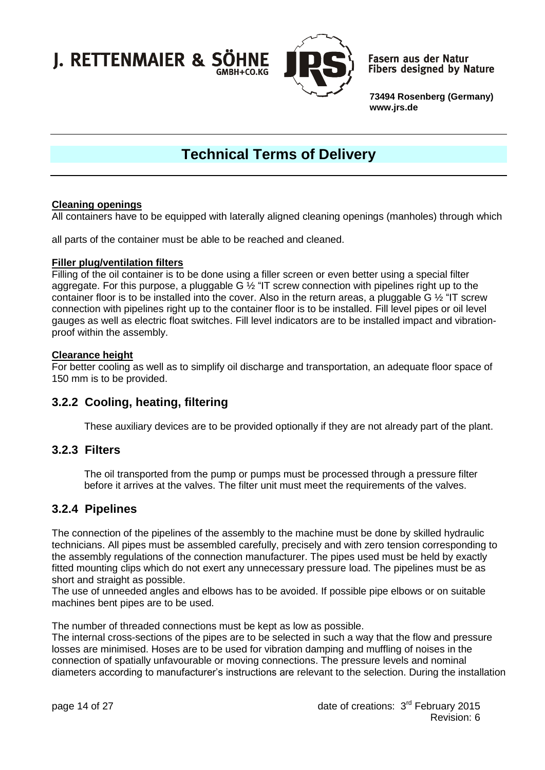**Cleaning openings**

All containers have to be equipped with laterally aligned cleaning openings (manholes) through which

all parts of the container must be able to be reached and cleaned.

**Filler plug/ventilation filters**

Filling of the oil container is to be done using a filler screen or even better using a special filter aggregate. For this purpose, a pluggable G ½ "IT screw connection with pipelines right up to the container floor is to be installed into the cover. Also in the return areas, a pluggable G ½ "IT screw connection with pipelines right up to the container floor is to be installed. Fill level pipes or oil level gauges as well as electric float switches. Fill level indicators are to be installed impact and vibration-proof within the assembly.

**Clearance height**

For better cooling as well as to simplify oil discharge and transportation, an adequate floor space of 150 mm is to be provided.

### 3.2.2 Cooling, heating, filtering

These auxiliary devices are to be provided optionally if they are not already part of the plant.

### 3.2.3 Filters

The oil transported from the pump or pumps must be processed through a pressure filter before it arrives at the valves. The filter unit must meet the requirements of the valves.

### 3.2.4 Pipelines

The connection of the pipelines of the assembly to the machine must be done by skilled hydraulic technicians. All pipes must be assembled carefully, precisely and with zero tension corresponding to the assembly regulations of the connection manufacturer. The pipes used must be held by exactly fitted mounting clips which do not exert any unnecessary pressure load. The pipelines must be as short and straight as possible.
The use of unneeded angles and elbows has to be avoided. If possible pipe elbows or on suitable machines bent pipes are to be used.

The number of threaded connections must be kept as low as possible.
The internal cross-sections of the pipes are to be selected in such a way that the flow and pressure losses are minimised. Hoses are to be used for vibration damping and muffling of noises in the connection of spatially unfavourable or moving connections. The pressure levels and nominal diameters according to manufacturer's instructions are relevant to the selection. During the installation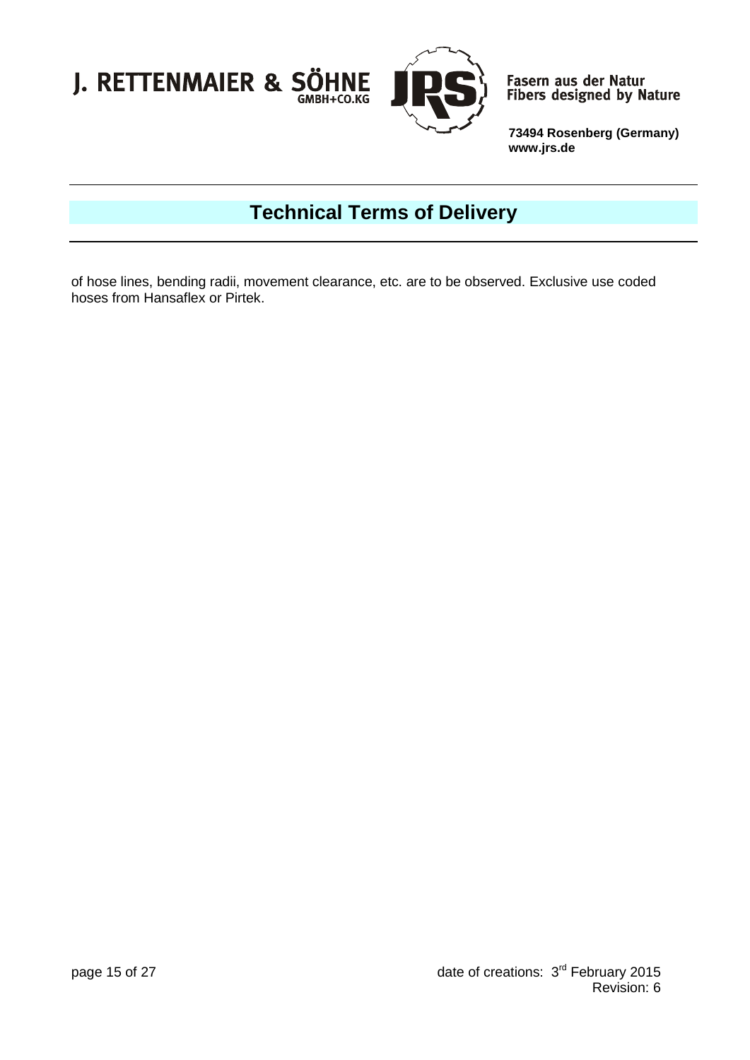of hose lines, bending radii, movement clearance, etc. are to be observed. Exclusive use coded hoses from Hansaflex or Pirtek.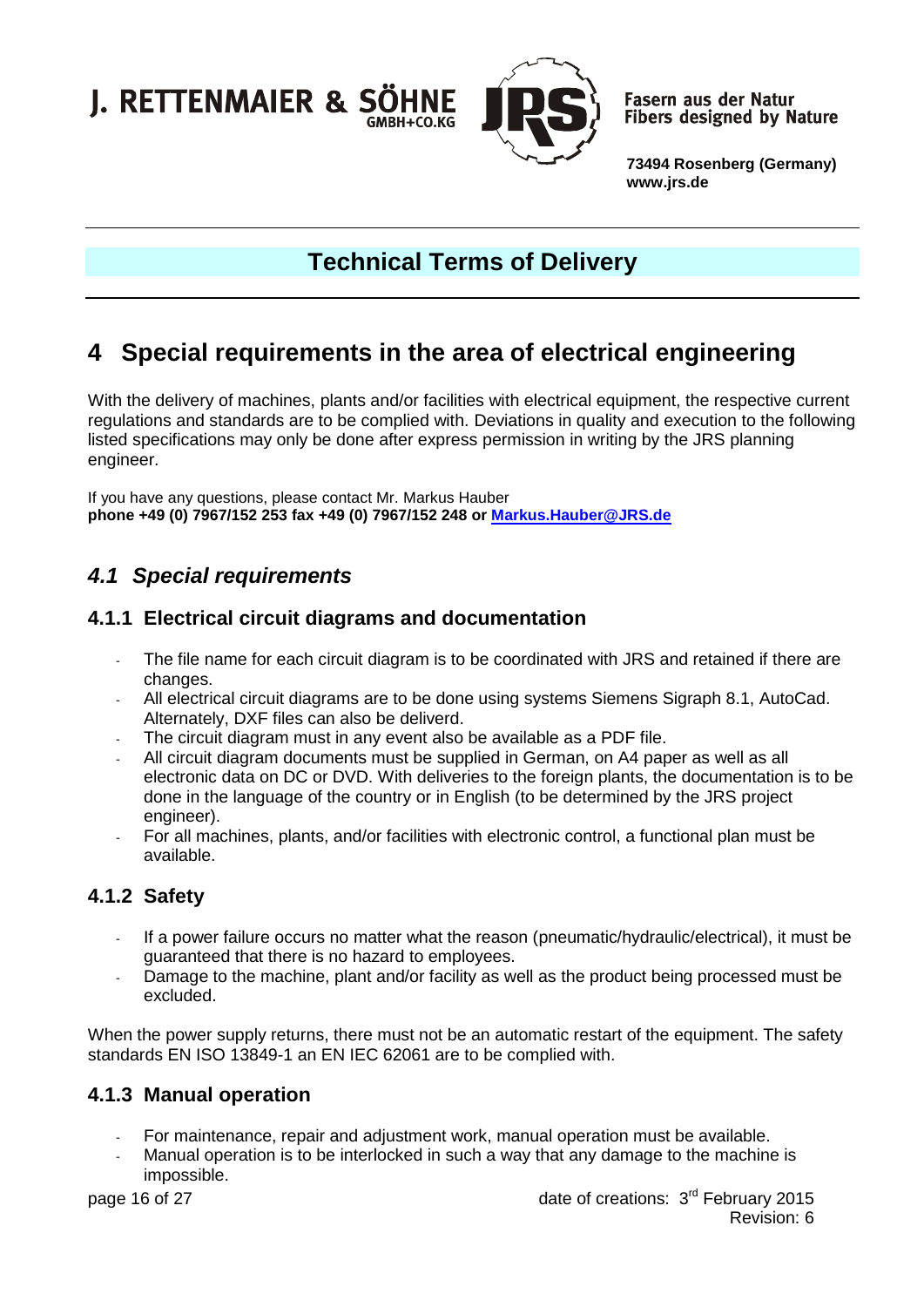# Technical Terms of Delivery

# 4 Special requirements in the area of electrical engineering

With the delivery of machines, plants and/or facilities with electrical equipment, the respective current regulations and standards are to be complied with. Deviations in quality and execution to the following listed specifications may only be done after express permission in writing by the JRS planning engineer.

If you have any questions, please contact Mr. Markus Hauber
**phone +49 (0) 7967/152 253 fax +49 (0) 7967/152 248 or Markus.Hauber@JRS.de**

## *4.1 Special requirements*

### 4.1.1 Electrical circuit diagrams and documentation

- The file name for each circuit diagram is to be coordinated with JRS and retained if there are changes.
- All electrical circuit diagrams are to be done using systems Siemens Sigraph 8.1, AutoCad. Alternately, DXF files can also be deliverd.
- The circuit diagram must in any event also be available as a PDF file.
- All circuit diagram documents must be supplied in German, on A4 paper as well as all electronic data on DC or DVD. With deliveries to the foreign plants, the documentation is to be done in the language of the country or in English (to be determined by the JRS project engineer).
- For all machines, plants, and/or facilities with electronic control, a functional plan must be available.

### 4.1.2 Safety

- If a power failure occurs no matter what the reason (pneumatic/hydraulic/electrical), it must be guaranteed that there is no hazard to employees.
- Damage to the machine, plant and/or facility as well as the product being processed must be excluded.

When the power supply returns, there must not be an automatic restart of the equipment. The safety standards EN ISO 13849-1 an EN IEC 62061 are to be complied with.

### 4.1.3 Manual operation

- For maintenance, repair and adjustment work, manual operation must be available.
- Manual operation is to be interlocked in such a way that any damage to the machine is impossible.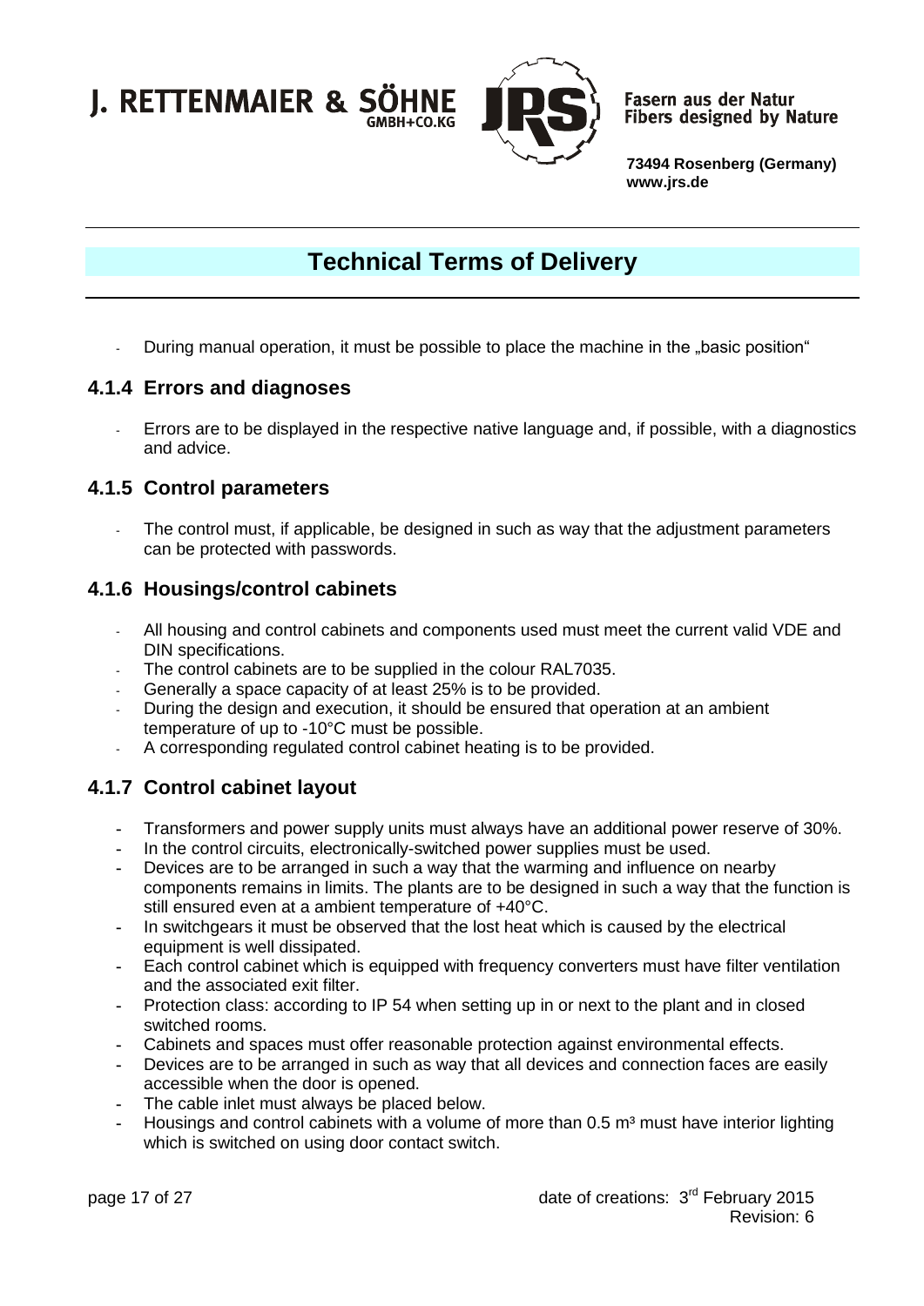- During manual operation, it must be possible to place the machine in the „basic position“

### 4.1.4 Errors and diagnoses

- Errors are to be displayed in the respective native language and, if possible, with a diagnostics and advice.

### 4.1.5 Control parameters

- The control must, if applicable, be designed in such as way that the adjustment parameters can be protected with passwords.

### 4.1.6 Housings/control cabinets

- All housing and control cabinets and components used must meet the current valid VDE and DIN specifications.
- The control cabinets are to be supplied in the colour RAL7035.
- Generally a space capacity of at least 25% is to be provided.
- During the design and execution, it should be ensured that operation at an ambient temperature of up to -10°C must be possible.
- A corresponding regulated control cabinet heating is to be provided.

### 4.1.7 Control cabinet layout

- Transformers and power supply units must always have an additional power reserve of 30%.
- In the control circuits, electronically-switched power supplies must be used.
- Devices are to be arranged in such a way that the warming and influence on nearby components remains in limits. The plants are to be designed in such a way that the function is still ensured even at a ambient temperature of +40°C.
- In switchgears it must be observed that the lost heat which is caused by the electrical equipment is well dissipated.
- Each control cabinet which is equipped with frequency converters must have filter ventilation and the associated exit filter.
- Protection class: according to IP 54 when setting up in or next to the plant and in closed switched rooms.
- Cabinets and spaces must offer reasonable protection against environmental effects.
- Devices are to be arranged in such as way that all devices and connection faces are easily accessible when the door is opened.
- The cable inlet must always be placed below.
- Housings and control cabinets with a volume of more than 0.5 m³ must have interior lighting which is switched on using door contact switch.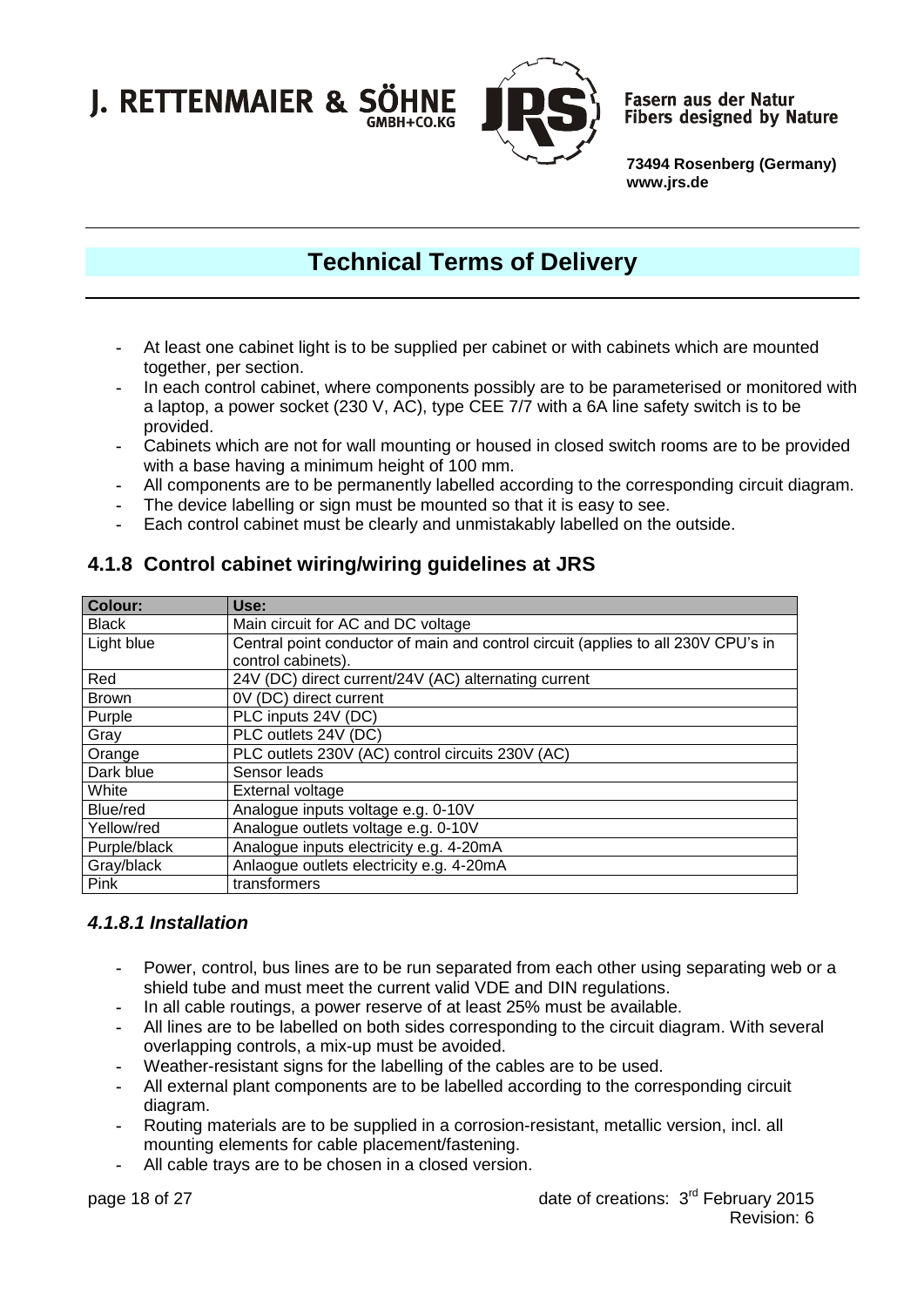- At least one cabinet light is to be supplied per cabinet or with cabinets which are mounted together, per section.
- In each control cabinet, where components possibly are to be parameterised or monitored with a laptop, a power socket (230 V, AC), type CEE 7/7 with a 6A line safety switch is to be provided.
- Cabinets which are not for wall mounting or housed in closed switch rooms are to be provided with a base having a minimum height of 100 mm.
- All components are to be permanently labelled according to the corresponding circuit diagram.
- The device labelling or sign must be mounted so that it is easy to see.
- Each control cabinet must be clearly and unmistakably labelled on the outside.

## 4.1.8 Control cabinet wiring/wiring guidelines at JRS

| Colour: | Use: |
|---|---|
| Black | Main circuit for AC and DC voltage |
| Light blue | Central point conductor of main and control circuit (applies to all 230V CPU's in control cabinets). |
| Red | 24V (DC) direct current/24V (AC) alternating current |
| Brown | 0V (DC) direct current |
| Purple | PLC inputs 24V (DC) |
| Gray | PLC outlets 24V (DC) |
| Orange | PLC outlets 230V (AC) control circuits 230V (AC) |
| Dark blue | Sensor leads |
| White | External voltage |
| Blue/red | Analogue inputs voltage e.g. 0-10V |
| Yellow/red | Analogue outlets voltage e.g. 0-10V |
| Purple/black | Analogue inputs electricity e.g. 4-20mA |
| Gray/black | Anlaogue outlets electricity e.g. 4-20mA |
| Pink | transformers |

### *4.1.8.1 Installation*

- Power, control, bus lines are to be run separated from each other using separating web or a shield tube and must meet the current valid VDE and DIN regulations.
- In all cable routings, a power reserve of at least 25% must be available.
- All lines are to be labelled on both sides corresponding to the circuit diagram. With several overlapping controls, a mix-up must be avoided.
- Weather-resistant signs for the labelling of the cables are to be used.
- All external plant components are to be labelled according to the corresponding circuit diagram.
- Routing materials are to be supplied in a corrosion-resistant, metallic version, incl. all mounting elements for cable placement/fastening.
- All cable trays are to be chosen in a closed version.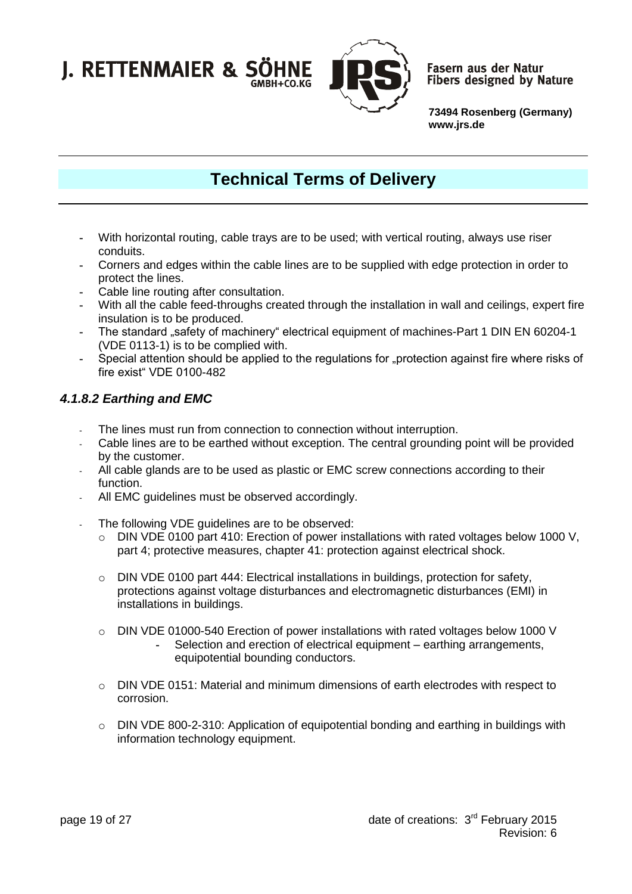- With horizontal routing, cable trays are to be used; with vertical routing, always use riser conduits.
- Corners and edges within the cable lines are to be supplied with edge protection in order to protect the lines.
- Cable line routing after consultation.
- With all the cable feed-throughs created through the installation in wall and ceilings, expert fire insulation is to be produced.
- The standard „safety of machinery“ electrical equipment of machines-Part 1 DIN EN 60204-1 (VDE 0113-1) is to be complied with.
- Special attention should be applied to the regulations for „protection against fire where risks of fire exist“ VDE 0100-482

#### *4.1.8.2 Earthing and EMC*

- The lines must run from connection to connection without interruption.
- Cable lines are to be earthed without exception. The central grounding point will be provided by the customer.
- All cable glands are to be used as plastic or EMC screw connections according to their function.
- All EMC guidelines must be observed accordingly.
- The following VDE guidelines are to be observed:
  - DIN VDE 0100 part 410: Erection of power installations with rated voltages below 1000 V, part 4; protective measures, chapter 41: protection against electrical shock.
  - DIN VDE 0100 part 444: Electrical installations in buildings, protection for safety, protections against voltage disturbances and electromagnetic disturbances (EMI) in installations in buildings.
  - DIN VDE 01000-540 Erection of power installations with rated voltages below 1000 V
    - Selection and erection of electrical equipment – earthing arrangements, equipotential bounding conductors.
  - DIN VDE 0151: Material and minimum dimensions of earth electrodes with respect to corrosion.
  - DIN VDE 800-2-310: Application of equipotential bonding and earthing in buildings with information technology equipment.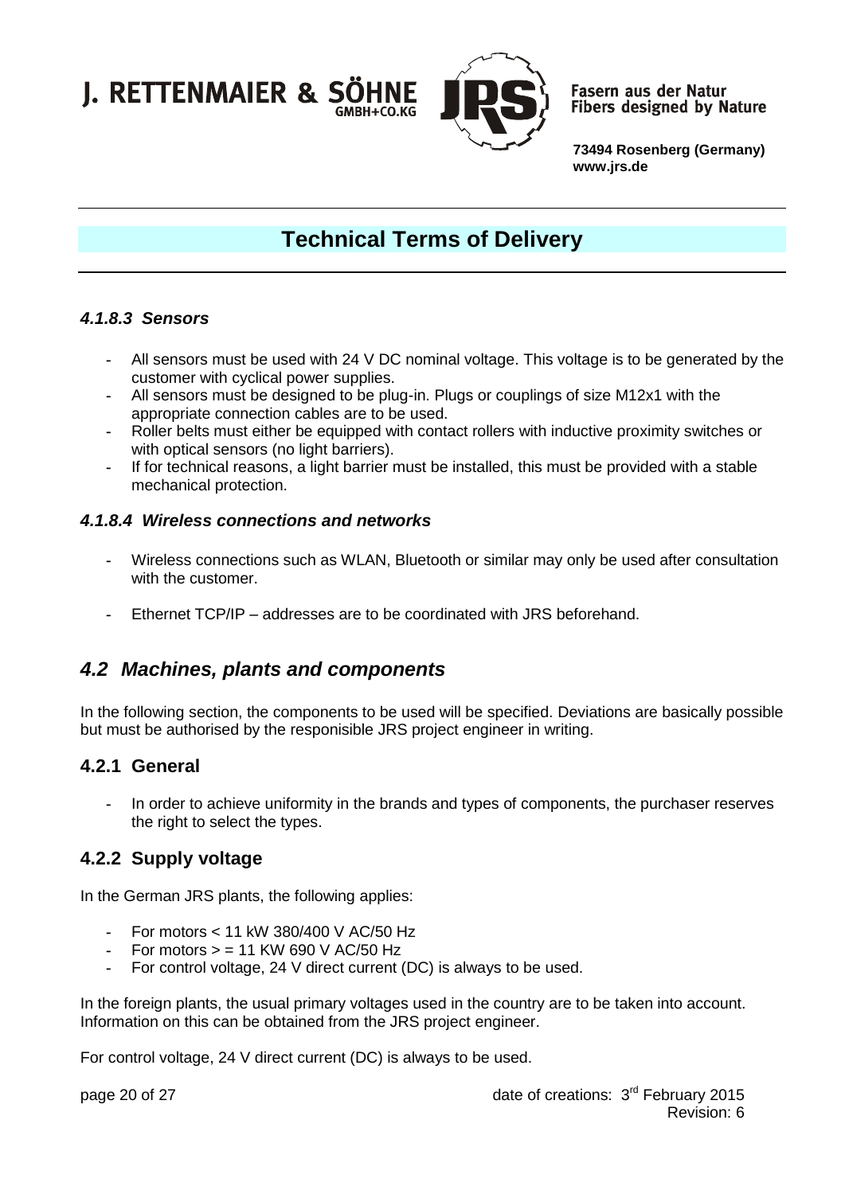#### *4.1.8.3 Sensors*

- All sensors must be used with 24 V DC nominal voltage. This voltage is to be generated by the customer with cyclical power supplies.
- All sensors must be designed to be plug-in. Plugs or couplings of size M12x1 with the appropriate connection cables are to be used.
- Roller belts must either be equipped with contact rollers with inductive proximity switches or with optical sensors (no light barriers).
- If for technical reasons, a light barrier must be installed, this must be provided with a stable mechanical protection.

#### *4.1.8.4 Wireless connections and networks*

- Wireless connections such as WLAN, Bluetooth or similar may only be used after consultation with the customer.

- Ethernet TCP/IP – addresses are to be coordinated with JRS beforehand.

## *4.2 Machines, plants and components*

In the following section, the components to be used will be specified. Deviations are basically possible but must be authorised by the responisible JRS project engineer in writing.

### 4.2.1 General

- In order to achieve uniformity in the brands and types of components, the purchaser reserves the right to select the types.

### 4.2.2 Supply voltage

In the German JRS plants, the following applies:

- For motors < 11 kW 380/400 V AC/50 Hz
- For motors > = 11 KW 690 V AC/50 Hz
- For control voltage, 24 V direct current (DC) is always to be used.

In the foreign plants, the usual primary voltages used in the country are to be taken into account. Information on this can be obtained from the JRS project engineer.

For control voltage, 24 V direct current (DC) is always to be used.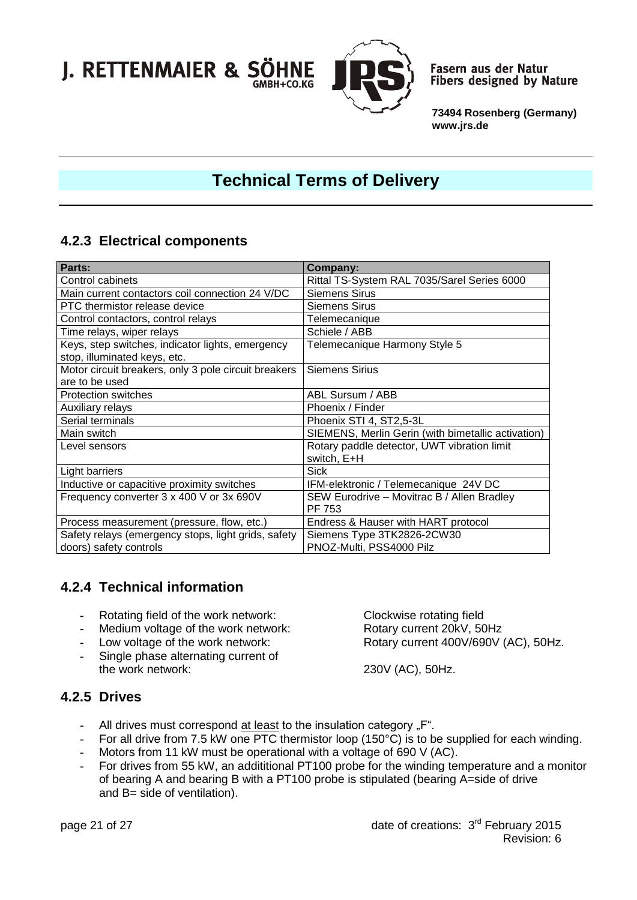## 4.2.3 Electrical components

| Parts: | Company: |
| --- | --- |
| Control cabinets | Rittal TS-System RAL 7035/Sarel Series 6000 |
| Main current contactors coil connection 24 V/DC | Siemens Sirus |
| PTC thermistor release device | Siemens Sirus |
| Control contactors, control relays | Telemecanique |
| Time relays, wiper relays | Schiele / ABB |
| Keys, step switches, indicator lights, emergency stop, illuminated keys, etc. | Telemecanique Harmony Style 5 |
| Motor circuit breakers, only 3 pole circuit breakers are to be used | Siemens Sirius |
| Protection switches | ABL Sursum / ABB |
| Auxiliary relays | Phoenix / Finder |
| Serial terminals | Phoenix STI 4, ST2,5-3L |
| Main switch | SIEMENS, Merlin Gerin (with bimetallic activation) |
| Level sensors | Rotary paddle detector, UWT vibration limit switch, E+H |
| Light barriers | Sick |
| Inductive or capacitive proximity switches | IFM-elektronic / Telemecanique 24V DC |
| Frequency converter 3 x 400 V or 3x 690V | SEW Eurodrive – Movitrac B / Allen Bradley PF 753 |
| Process measurement (pressure, flow, etc.) | Endress & Hauser with HART protocol |
| Safety relays (emergency stops, light grids, safety doors) safety controls | Siemens Type 3TK2826-2CW30 PNOZ-Multi, PSS4000 Pilz |

## 4.2.4 Technical information

- Rotating field of the work network: Clockwise rotating field
- Medium voltage of the work network: Rotary current 20kV, 50Hz
- Low voltage of the work network: Rotary current 400V/690V (AC), 50Hz.
- Single phase alternating current of the work network: 230V (AC), 50Hz.

## 4.2.5 Drives

- All drives must correspond at least to the insulation category „F".
- For all drive from 7.5 kW one PTC thermistor loop (150°C) is to be supplied for each winding.
- Motors from 11 kW must be operational with a voltage of 690 V (AC).
- For drives from 55 kW, an addititional PT100 probe for the winding temperature and a monitor of bearing A and bearing B with a PT100 probe is stipulated (bearing A=side of drive and B= side of ventilation).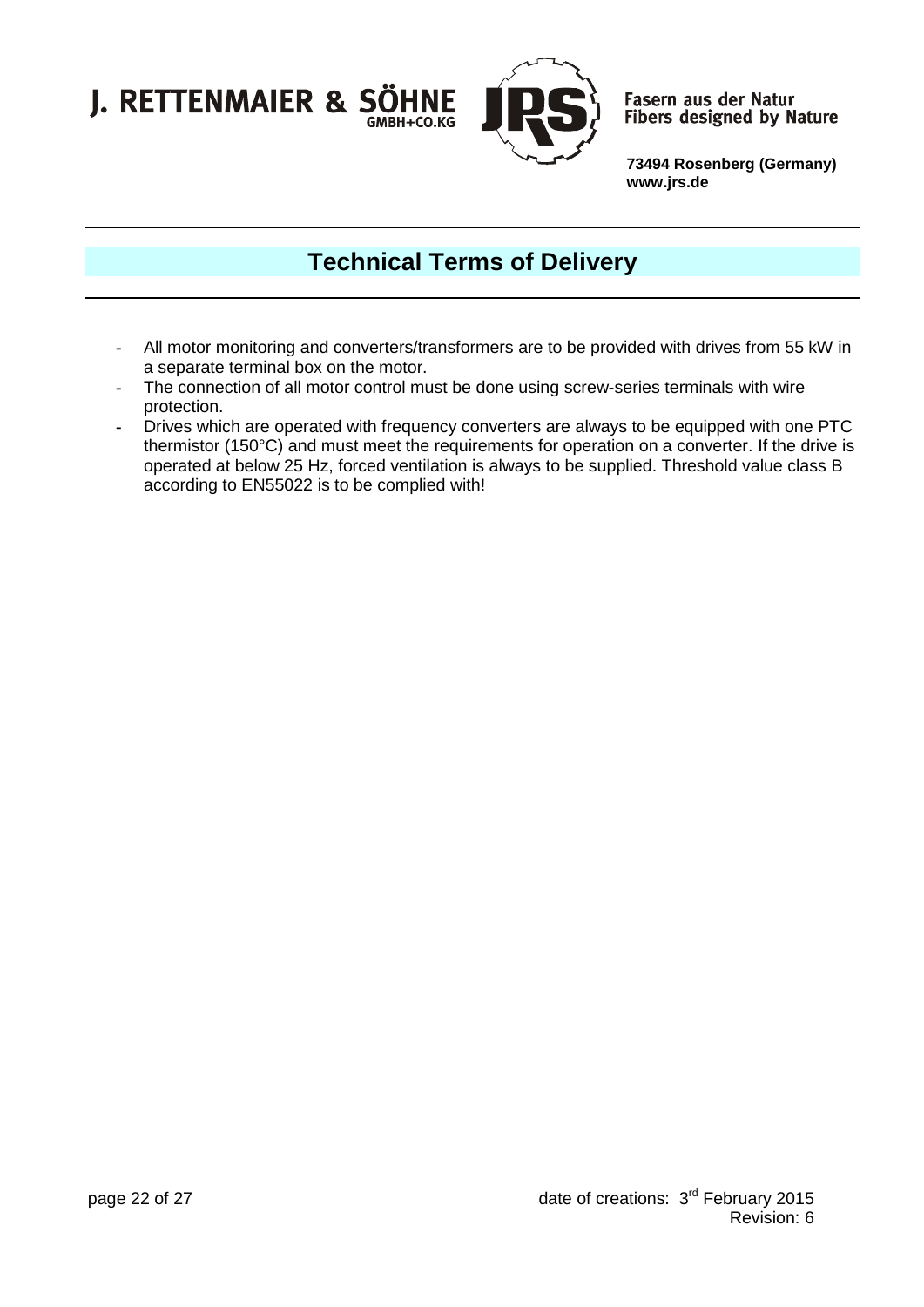- All motor monitoring and converters/transformers are to be provided with drives from 55 kW in a separate terminal box on the motor.
- The connection of all motor control must be done using screw-series terminals with wire protection.
- Drives which are operated with frequency converters are always to be equipped with one PTC thermistor (150°C) and must meet the requirements for operation on a converter. If the drive is operated at below 25 Hz, forced ventilation is always to be supplied. Threshold value class B according to EN55022 is to be complied with!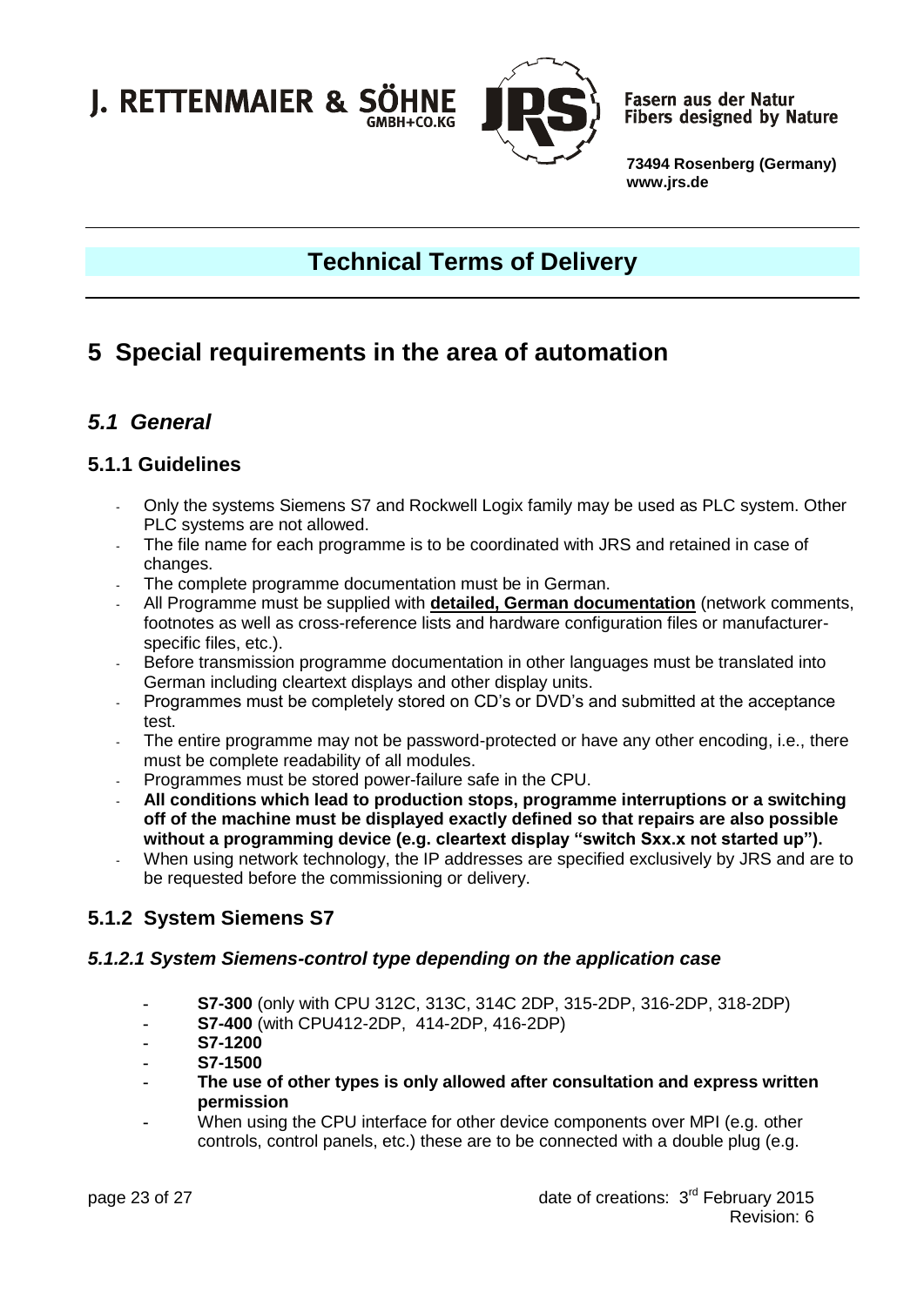# Technical Terms of Delivery

# 5 Special requirements in the area of automation

## *5.1 General*

### 5.1.1 Guidelines

- Only the systems Siemens S7 and Rockwell Logix family may be used as PLC system. Other PLC systems are not allowed.
- The file name for each programme is to be coordinated with JRS and retained in case of changes.
- The complete programme documentation must be in German.
- All Programme must be supplied with **detailed, German documentation** (network comments, footnotes as well as cross-reference lists and hardware configuration files or manufacturer-specific files, etc.).
- Before transmission programme documentation in other languages must be translated into German including cleartext displays and other display units.
- Programmes must be completely stored on CD's or DVD's and submitted at the acceptance test.
- The entire programme may not be password-protected or have any other encoding, i.e., there must be complete readability of all modules.
- Programmes must be stored power-failure safe in the CPU.
- **All conditions which lead to production stops, programme interruptions or a switching off of the machine must be displayed exactly defined so that repairs are also possible without a programming device (e.g. cleartext display "switch Sxx.x not started up").**
- When using network technology, the IP addresses are specified exclusively by JRS and are to be requested before the commissioning or delivery.

### 5.1.2 System Siemens S7

#### *5.1.2.1 System Siemens-control type depending on the application case*

- **S7-300** (only with CPU 312C, 313C, 314C 2DP, 315-2DP, 316-2DP, 318-2DP)
- **S7-400** (with CPU412-2DP, 414-2DP, 416-2DP)
- **S7-1200**
- **S7-1500**
- **The use of other types is only allowed after consultation and express written permission**
- When using the CPU interface for other device components over MPI (e.g. other controls, control panels, etc.) these are to be connected with a double plug (e.g.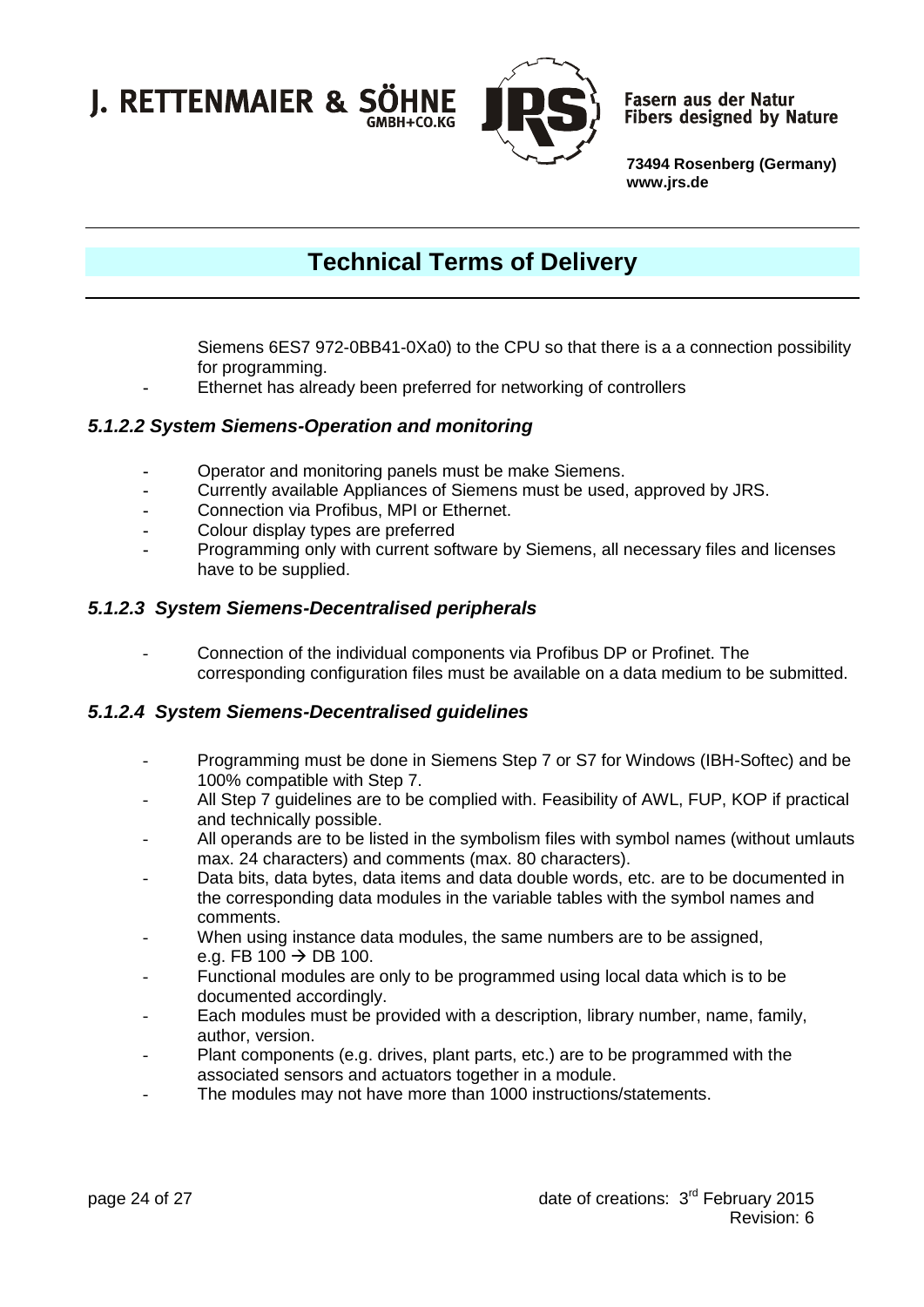Siemens 6ES7 972-0BB41-0Xa0) to the CPU so that there is a a connection possibility for programming.

- Ethernet has already been preferred for networking of controllers

### *5.1.2.2 System Siemens-Operation and monitoring*

- Operator and monitoring panels must be make Siemens.
- Currently available Appliances of Siemens must be used, approved by JRS.
- Connection via Profibus, MPI or Ethernet.
- Colour display types are preferred
- Programming only with current software by Siemens, all necessary files and licenses have to be supplied.

### *5.1.2.3 System Siemens-Decentralised peripherals*

- Connection of the individual components via Profibus DP or Profinet. The corresponding configuration files must be available on a data medium to be submitted.

### *5.1.2.4 System Siemens-Decentralised guidelines*

- Programming must be done in Siemens Step 7 or S7 for Windows (IBH-Softec) and be 100% compatible with Step 7.
- All Step 7 guidelines are to be complied with. Feasibility of AWL, FUP, KOP if practical and technically possible.
- All operands are to be listed in the symbolism files with symbol names (without umlauts max. 24 characters) and comments (max. 80 characters).
- Data bits, data bytes, data items and data double words, etc. are to be documented in the corresponding data modules in the variable tables with the symbol names and comments.
- When using instance data modules, the same numbers are to be assigned, e.g. FB 100 → DB 100.
- Functional modules are only to be programmed using local data which is to be documented accordingly.
- Each modules must be provided with a description, library number, name, family, author, version.
- Plant components (e.g. drives, plant parts, etc.) are to be programmed with the associated sensors and actuators together in a module.
- The modules may not have more than 1000 instructions/statements.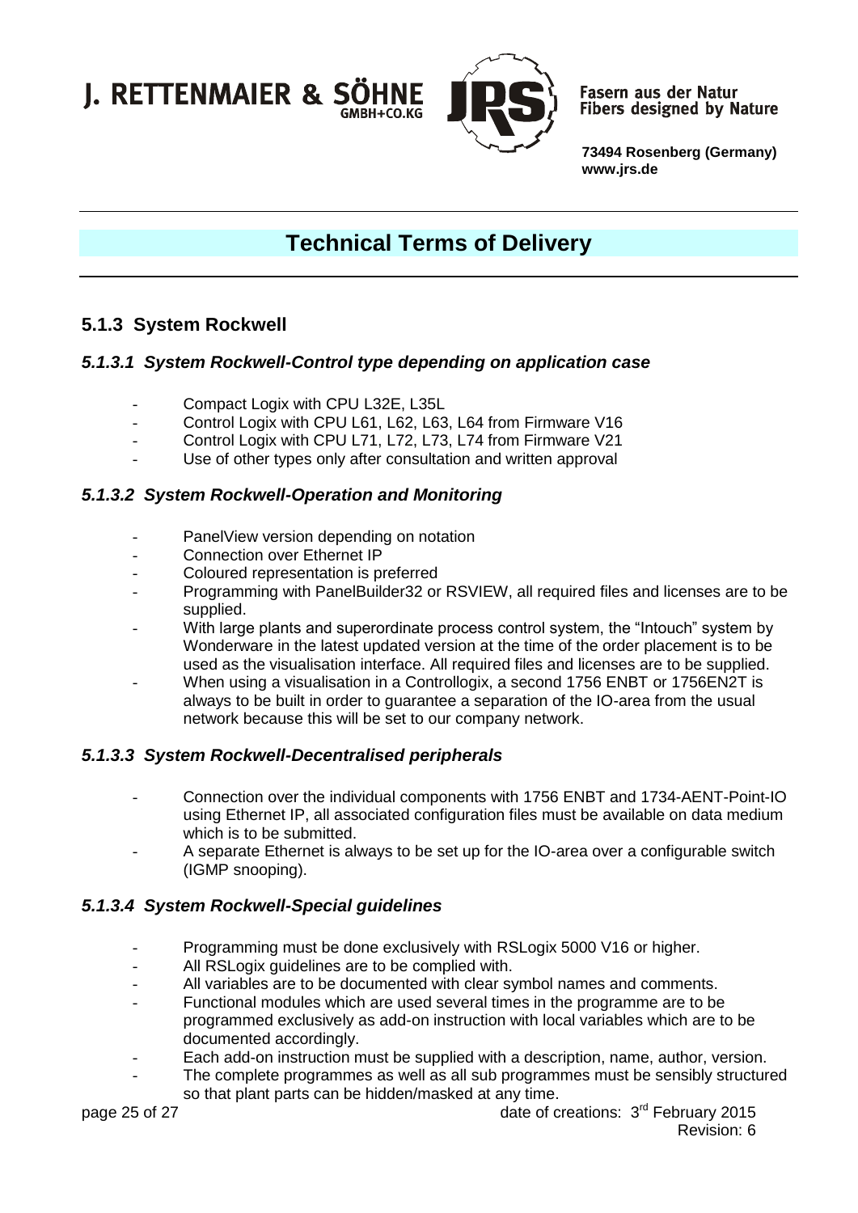# Technical Terms of Delivery

## 5.1.3 System Rockwell

### *5.1.3.1 System Rockwell-Control type depending on application case*

- Compact Logix with CPU L32E, L35L
- Control Logix with CPU L61, L62, L63, L64 from Firmware V16
- Control Logix with CPU L71, L72, L73, L74 from Firmware V21
- Use of other types only after consultation and written approval

### *5.1.3.2 System Rockwell-Operation and Monitoring*

- PanelView version depending on notation
- Connection over Ethernet IP
- Coloured representation is preferred
- Programming with PanelBuilder32 or RSVIEW, all required files and licenses are to be supplied.
- With large plants and superordinate process control system, the "Intouch" system by Wonderware in the latest updated version at the time of the order placement is to be used as the visualisation interface. All required files and licenses are to be supplied.
- When using a visualisation in a Controllogix, a second 1756 ENBT or 1756EN2T is always to be built in order to guarantee a separation of the IO-area from the usual network because this will be set to our company network.

### *5.1.3.3 System Rockwell-Decentralised peripherals*

- Connection over the individual components with 1756 ENBT and 1734-AENT-Point-IO using Ethernet IP, all associated configuration files must be available on data medium which is to be submitted.
- A separate Ethernet is always to be set up for the IO-area over a configurable switch (IGMP snooping).

### *5.1.3.4 System Rockwell-Special guidelines*

- Programming must be done exclusively with RSLogix 5000 V16 or higher.
- All RSLogix guidelines are to be complied with.
- All variables are to be documented with clear symbol names and comments.
- Functional modules which are used several times in the programme are to be programmed exclusively as add-on instruction with local variables which are to be documented accordingly.
- Each add-on instruction must be supplied with a description, name, author, version.
- The complete programmes as well as all sub programmes must be sensibly structured so that plant parts can be hidden/masked at any time.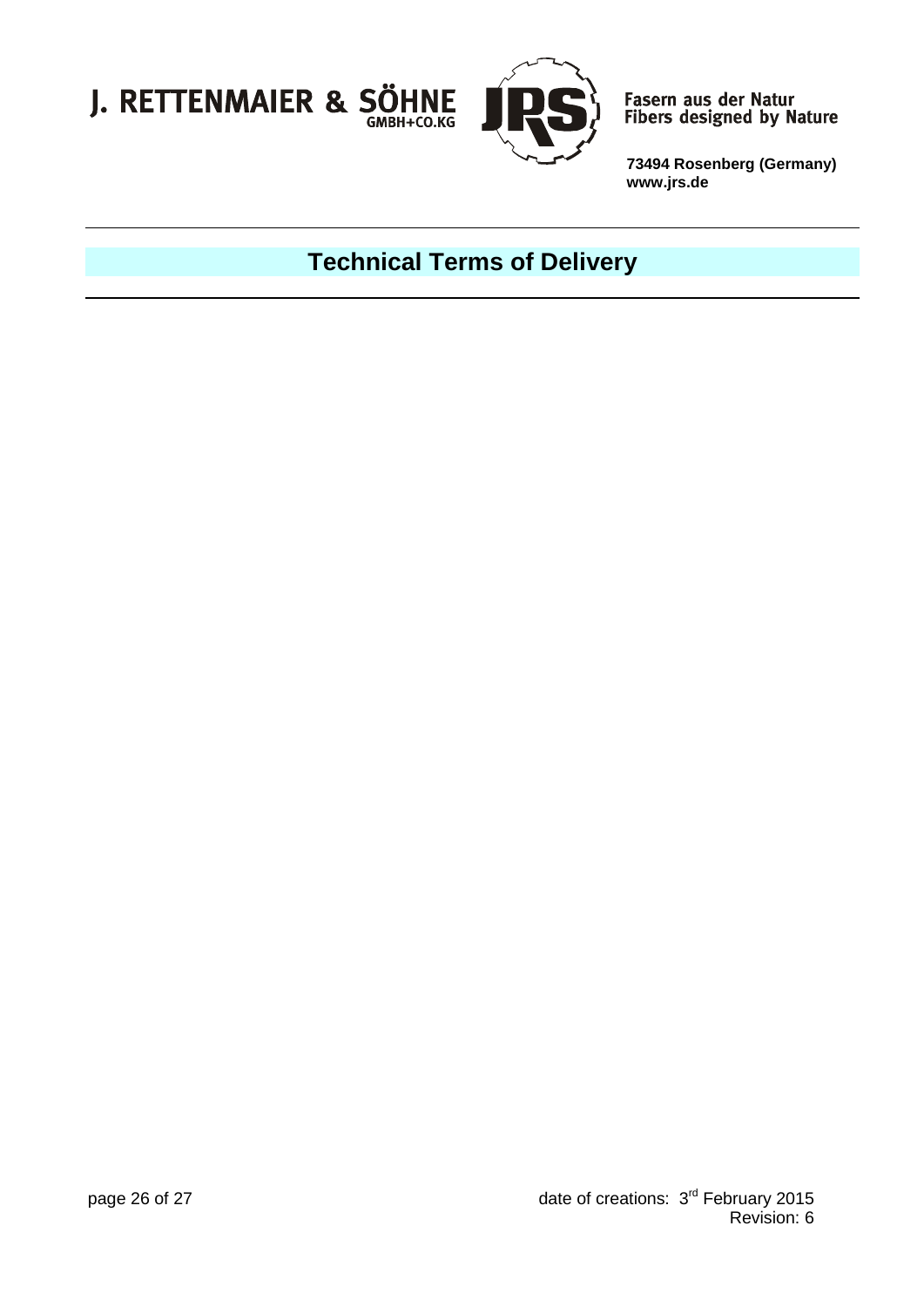# Technical Terms of Delivery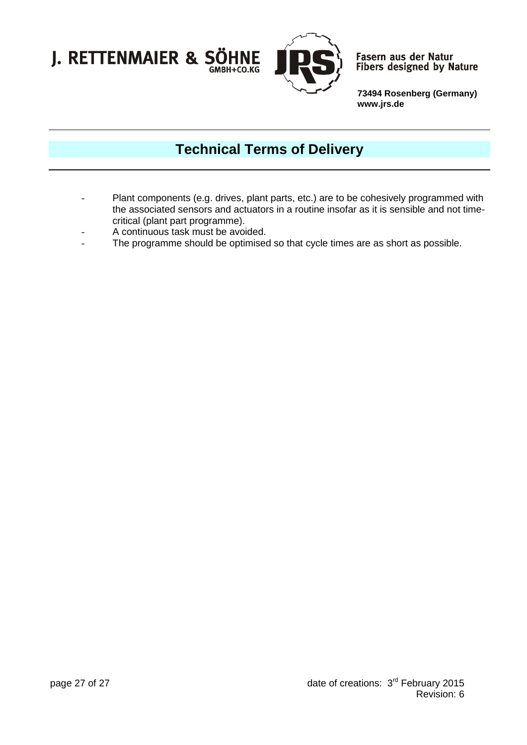- Plant components (e.g. drives, plant parts, etc.) are to be cohesively programmed with the associated sensors and actuators in a routine insofar as it is sensible and not time-critical (plant part programme).
- A continuous task must be avoided.
- The programme should be optimised so that cycle times are as short as possible.